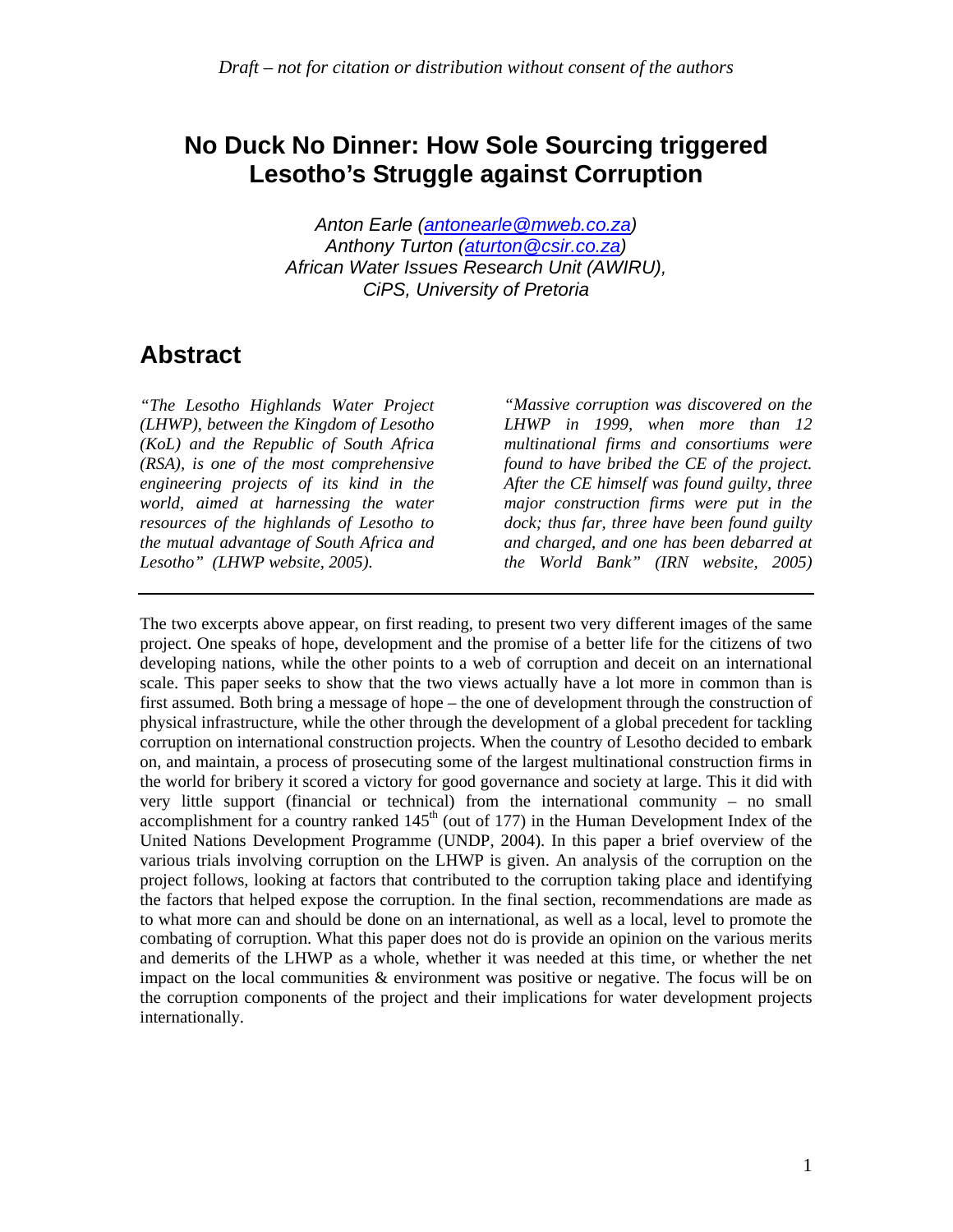*Draft – not for citation or distribution without consent of the authors*

# No Duck No Dinner: How Sole Sourcing triggered Lesotho's Struggle against Corruption

*Anton Earle (antonearle@mweb.co.za)*
*Anthony Turton (aturton@csir.co.za)*
*African Water Issues Research Unit (AWIRU), CiPS, University of Pretoria*

## Abstract

*"The Lesotho Highlands Water Project (LHWP), between the Kingdom of Lesotho (KoL) and the Republic of South Africa (RSA), is one of the most comprehensive engineering projects of its kind in the world, aimed at harnessing the water resources of the highlands of Lesotho to the mutual advantage of South Africa and Lesotho" (LHWP website, 2005).*

*"Massive corruption was discovered on the LHWP in 1999, when more than 12 multinational firms and consortiums were found to have bribed the CE of the project. After the CE himself was found guilty, three major construction firms were put in the dock; thus far, three have been found guilty and charged, and one has been debarred at the World Bank" (IRN website, 2005)*

---

The two excerpts above appear, on first reading, to present two very different images of the same project. One speaks of hope, development and the promise of a better life for the citizens of two developing nations, while the other points to a web of corruption and deceit on an international scale. This paper seeks to show that the two views actually have a lot more in common than is first assumed. Both bring a message of hope – the one of development through the construction of physical infrastructure, while the other through the development of a global precedent for tackling corruption on international construction projects. When the country of Lesotho decided to embark on, and maintain, a process of prosecuting some of the largest multinational construction firms in the world for bribery it scored a victory for good governance and society at large. This it did with very little support (financial or technical) from the international community – no small accomplishment for a country ranked 145th (out of 177) in the Human Development Index of the United Nations Development Programme (UNDP, 2004). In this paper a brief overview of the various trials involving corruption on the LHWP is given. An analysis of the corruption on the project follows, looking at factors that contributed to the corruption taking place and identifying the factors that helped expose the corruption. In the final section, recommendations are made as to what more can and should be done on an international, as well as a local, level to promote the combating of corruption. What this paper does not do is provide an opinion on the various merits and demerits of the LHWP as a whole, whether it was needed at this time, or whether the net impact on the local communities & environment was positive or negative. The focus will be on the corruption components of the project and their implications for water development projects internationally.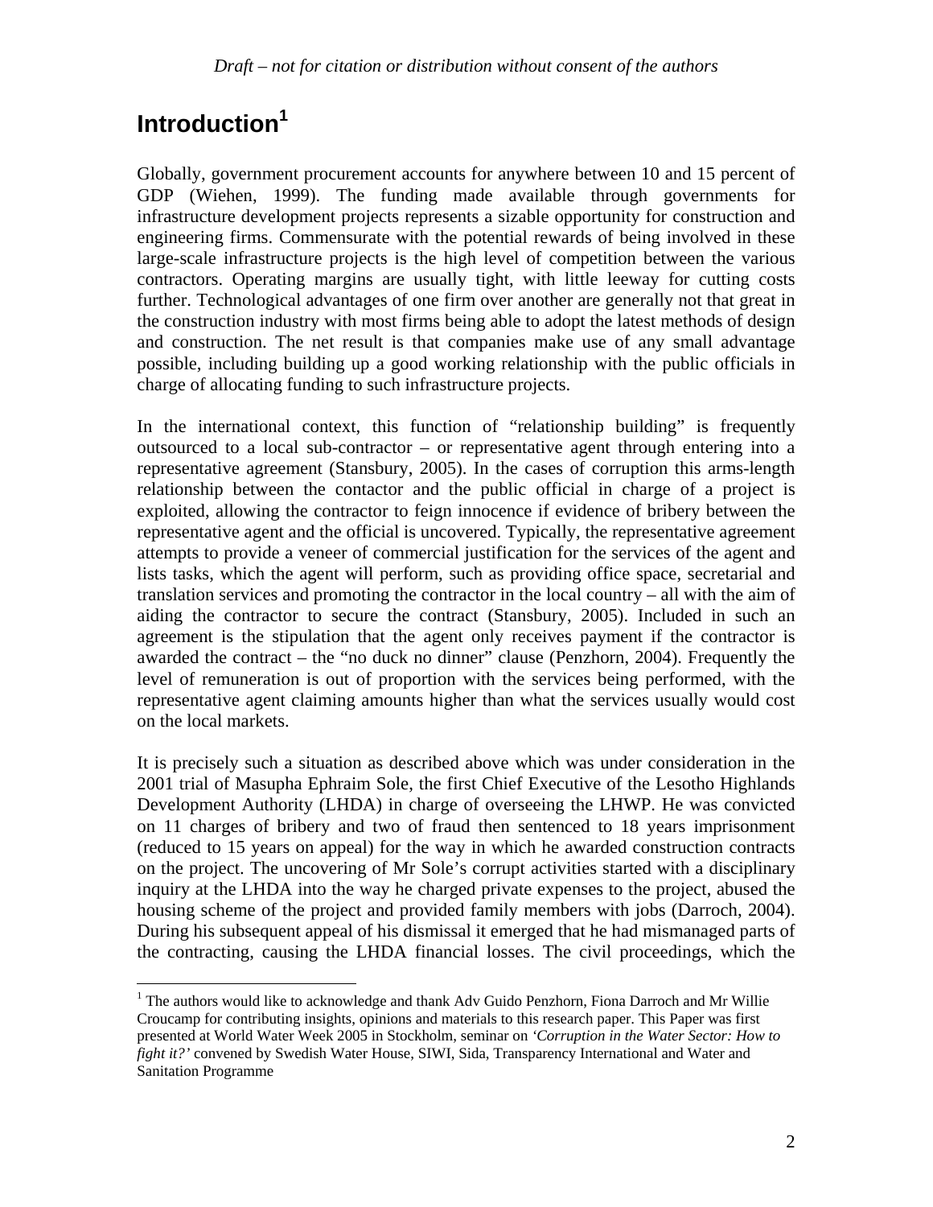# Introduction[1]

Globally, government procurement accounts for anywhere between 10 and 15 percent of GDP (Wiehen, 1999). The funding made available through governments for infrastructure development projects represents a sizable opportunity for construction and engineering firms. Commensurate with the potential rewards of being involved in these large-scale infrastructure projects is the high level of competition between the various contractors. Operating margins are usually tight, with little leeway for cutting costs further. Technological advantages of one firm over another are generally not that great in the construction industry with most firms being able to adopt the latest methods of design and construction. The net result is that companies make use of any small advantage possible, including building up a good working relationship with the public officials in charge of allocating funding to such infrastructure projects.

In the international context, this function of "relationship building" is frequently outsourced to a local sub-contractor – or representative agent through entering into a representative agreement (Stansbury, 2005). In the cases of corruption this arms-length relationship between the contactor and the public official in charge of a project is exploited, allowing the contractor to feign innocence if evidence of bribery between the representative agent and the official is uncovered. Typically, the representative agreement attempts to provide a veneer of commercial justification for the services of the agent and lists tasks, which the agent will perform, such as providing office space, secretarial and translation services and promoting the contractor in the local country – all with the aim of aiding the contractor to secure the contract (Stansbury, 2005). Included in such an agreement is the stipulation that the agent only receives payment if the contractor is awarded the contract – the "no duck no dinner" clause (Penzhorn, 2004). Frequently the level of remuneration is out of proportion with the services being performed, with the representative agent claiming amounts higher than what the services usually would cost on the local markets.

It is precisely such a situation as described above which was under consideration in the 2001 trial of Masupha Ephraim Sole, the first Chief Executive of the Lesotho Highlands Development Authority (LHDA) in charge of overseeing the LHWP. He was convicted on 11 charges of bribery and two of fraud then sentenced to 18 years imprisonment (reduced to 15 years on appeal) for the way in which he awarded construction contracts on the project. The uncovering of Mr Sole's corrupt activities started with a disciplinary inquiry at the LHDA into the way he charged private expenses to the project, abused the housing scheme of the project and provided family members with jobs (Darroch, 2004). During his subsequent appeal of his dismissal it emerged that he had mismanaged parts of the contracting, causing the LHDA financial losses. The civil proceedings, which the

[1] The authors would like to acknowledge and thank Adv Guido Penzhorn, Fiona Darroch and Mr Willie Croucamp for contributing insights, opinions and materials to this research paper. This Paper was first presented at World Water Week 2005 in Stockholm, seminar on *'Corruption in the Water Sector: How to fight it?'* convened by Swedish Water House, SIWI, Sida, Transparency International and Water and Sanitation Programme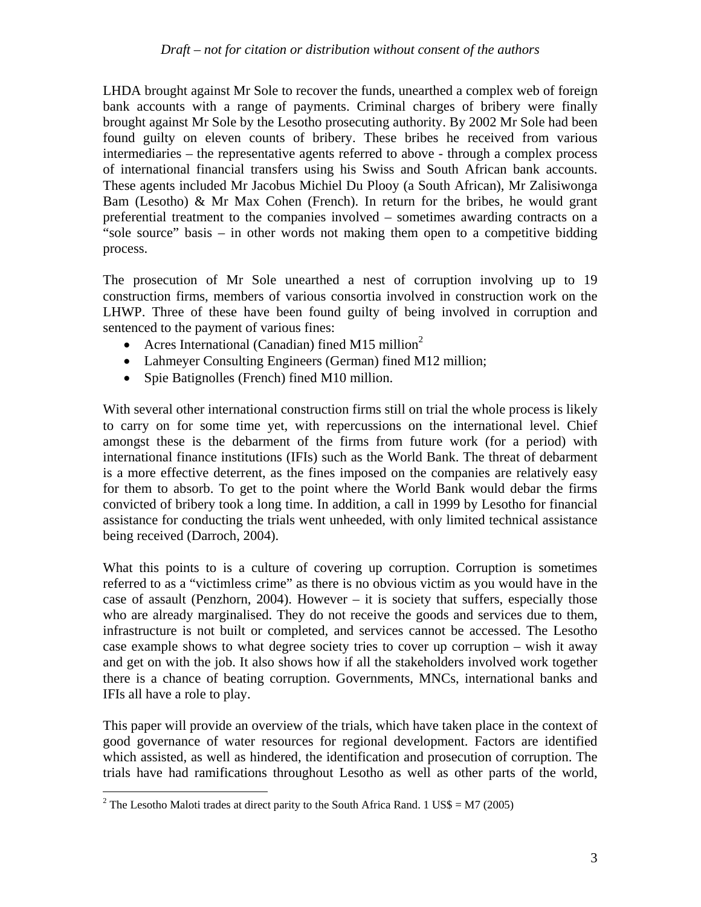LHDA brought against Mr Sole to recover the funds, unearthed a complex web of foreign bank accounts with a range of payments. Criminal charges of bribery were finally brought against Mr Sole by the Lesotho prosecuting authority. By 2002 Mr Sole had been found guilty on eleven counts of bribery. These bribes he received from various intermediaries – the representative agents referred to above - through a complex process of international financial transfers using his Swiss and South African bank accounts. These agents included Mr Jacobus Michiel Du Plooy (a South African), Mr Zalisiwonga Bam (Lesotho) & Mr Max Cohen (French). In return for the bribes, he would grant preferential treatment to the companies involved – sometimes awarding contracts on a "sole source" basis – in other words not making them open to a competitive bidding process.

The prosecution of Mr Sole unearthed a nest of corruption involving up to 19 construction firms, members of various consortia involved in construction work on the LHWP. Three of these have been found guilty of being involved in corruption and sentenced to the payment of various fines:

- Acres International (Canadian) fined M15 million[2]
- Lahmeyer Consulting Engineers (German) fined M12 million;
- Spie Batignolles (French) fined M10 million.

With several other international construction firms still on trial the whole process is likely to carry on for some time yet, with repercussions on the international level. Chief amongst these is the debarment of the firms from future work (for a period) with international finance institutions (IFIs) such as the World Bank. The threat of debarment is a more effective deterrent, as the fines imposed on the companies are relatively easy for them to absorb. To get to the point where the World Bank would debar the firms convicted of bribery took a long time. In addition, a call in 1999 by Lesotho for financial assistance for conducting the trials went unheeded, with only limited technical assistance being received (Darroch, 2004).

What this points to is a culture of covering up corruption. Corruption is sometimes referred to as a "victimless crime" as there is no obvious victim as you would have in the case of assault (Penzhorn, 2004). However – it is society that suffers, especially those who are already marginalised. They do not receive the goods and services due to them, infrastructure is not built or completed, and services cannot be accessed. The Lesotho case example shows to what degree society tries to cover up corruption – wish it away and get on with the job. It also shows how if all the stakeholders involved work together there is a chance of beating corruption. Governments, MNCs, international banks and IFIs all have a role to play.

This paper will provide an overview of the trials, which have taken place in the context of good governance of water resources for regional development. Factors are identified which assisted, as well as hindered, the identification and prosecution of corruption. The trials have had ramifications throughout Lesotho as well as other parts of the world,

---

[2] The Lesotho Maloti trades at direct parity to the South Africa Rand. 1 US$ = M7 (2005)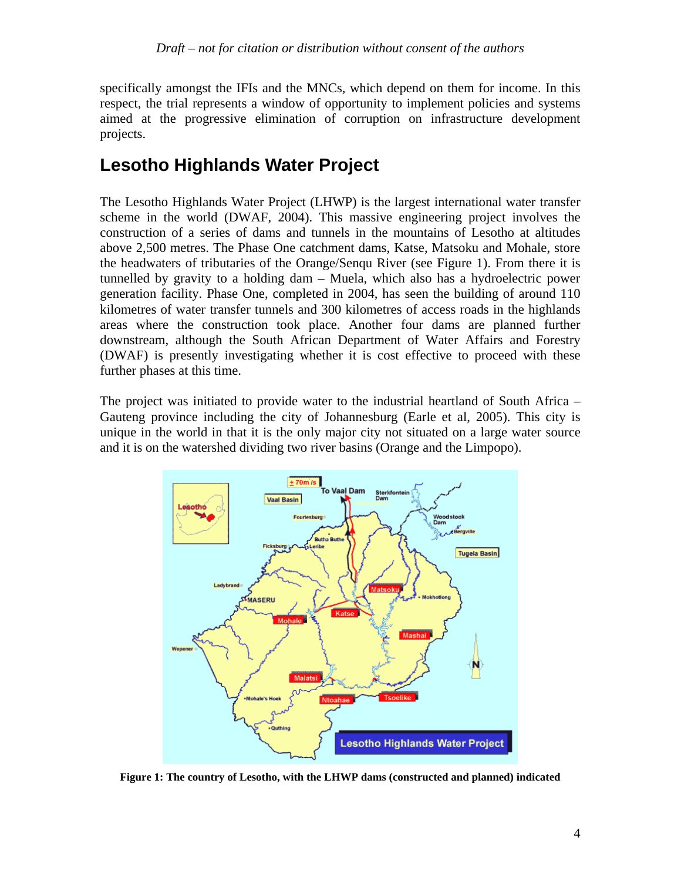specifically amongst the IFIs and the MNCs, which depend on them for income. In this respect, the trial represents a window of opportunity to implement policies and systems aimed at the progressive elimination of corruption on infrastructure development projects.

## Lesotho Highlands Water Project

The Lesotho Highlands Water Project (LHWP) is the largest international water transfer scheme in the world (DWAF, 2004). This massive engineering project involves the construction of a series of dams and tunnels in the mountains of Lesotho at altitudes above 2,500 metres. The Phase One catchment dams, Katse, Matsoku and Mohale, store the headwaters of tributaries of the Orange/Senqu River (see Figure 1). From there it is tunnelled by gravity to a holding dam – Muela, which also has a hydroelectric power generation facility. Phase One, completed in 2004, has seen the building of around 110 kilometres of water transfer tunnels and 300 kilometres of access roads in the highlands areas where the construction took place. Another four dams are planned further downstream, although the South African Department of Water Affairs and Forestry (DWAF) is presently investigating whether it is cost effective to proceed with these further phases at this time.

The project was initiated to provide water to the industrial heartland of South Africa – Gauteng province including the city of Johannesburg (Earle et al, 2005). This city is unique in the world in that it is the only major city not situated on a large water source and it is on the watershed dividing two river basins (Orange and the Limpopo).

**Figure 1: The country of Lesotho, with the LHWP dams (constructed and planned) indicated**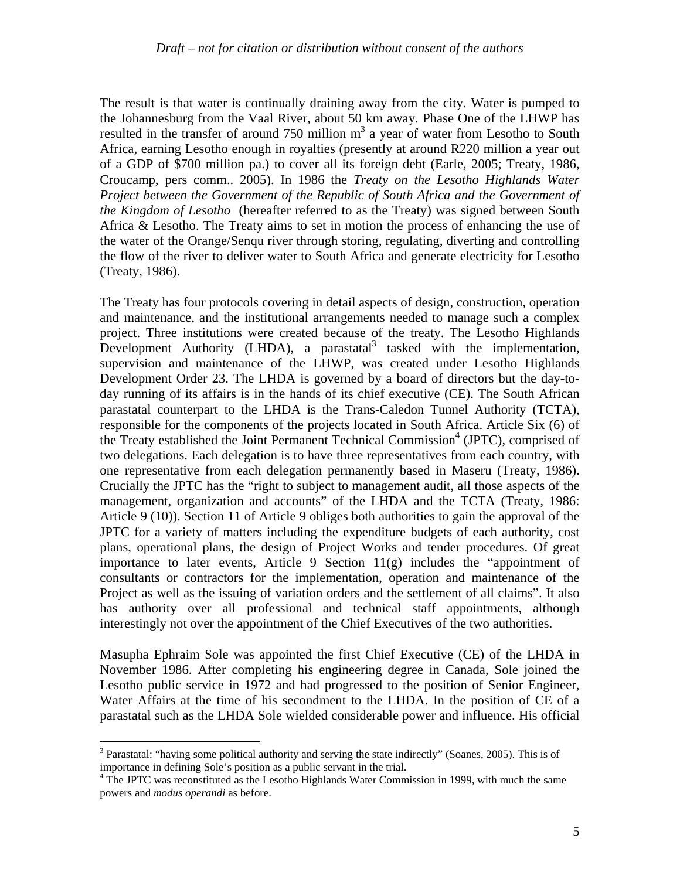The result is that water is continually draining away from the city. Water is pumped to the Johannesburg from the Vaal River, about 50 km away. Phase One of the LHWP has resulted in the transfer of around 750 million $m^3$ a year of water from Lesotho to South Africa, earning Lesotho enough in royalties (presently at around R220 million a year out of a GDP of $700 million pa.) to cover all its foreign debt (Earle, 2005; Treaty, 1986, Croucamp, pers comm.. 2005). In 1986 the *Treaty on the Lesotho Highlands Water Project between the Government of the Republic of South Africa and the Government of the Kingdom of Lesotho* (hereafter referred to as the Treaty) was signed between South Africa & Lesotho. The Treaty aims to set in motion the process of enhancing the use of the water of the Orange/Senqu river through storing, regulating, diverting and controlling the flow of the river to deliver water to South Africa and generate electricity for Lesotho (Treaty, 1986).

The Treaty has four protocols covering in detail aspects of design, construction, operation and maintenance, and the institutional arrangements needed to manage such a complex project. Three institutions were created because of the treaty. The Lesotho Highlands Development Authority (LHDA), a parastatal[3] tasked with the implementation, supervision and maintenance of the LHWP, was created under Lesotho Highlands Development Order 23. The LHDA is governed by a board of directors but the day-to-day running of its affairs is in the hands of its chief executive (CE). The South African parastatal counterpart to the LHDA is the Trans-Caledon Tunnel Authority (TCTA), responsible for the components of the projects located in South Africa. Article Six (6) of the Treaty established the Joint Permanent Technical Commission[4] (JPTC), comprised of two delegations. Each delegation is to have three representatives from each country, with one representative from each delegation permanently based in Maseru (Treaty, 1986). Crucially the JPTC has the "right to subject to management audit, all those aspects of the management, organization and accounts" of the LHDA and the TCTA (Treaty, 1986: Article 9 (10)). Section 11 of Article 9 obliges both authorities to gain the approval of the JPTC for a variety of matters including the expenditure budgets of each authority, cost plans, operational plans, the design of Project Works and tender procedures. Of great importance to later events, Article 9 Section 11(g) includes the "appointment of consultants or contractors for the implementation, operation and maintenance of the Project as well as the issuing of variation orders and the settlement of all claims". It also has authority over all professional and technical staff appointments, although interestingly not over the appointment of the Chief Executives of the two authorities.

Masupha Ephraim Sole was appointed the first Chief Executive (CE) of the LHDA in November 1986. After completing his engineering degree in Canada, Sole joined the Lesotho public service in 1972 and had progressed to the position of Senior Engineer, Water Affairs at the time of his secondment to the LHDA. In the position of CE of a parastatal such as the LHDA Sole wielded considerable power and influence. His official

[3] Parastatal: "having some political authority and serving the state indirectly" (Soanes, 2005). This is of importance in defining Sole's position as a public servant in the trial.

[4] The JPTC was reconstituted as the Lesotho Highlands Water Commission in 1999, with much the same powers and *modus operandi* as before.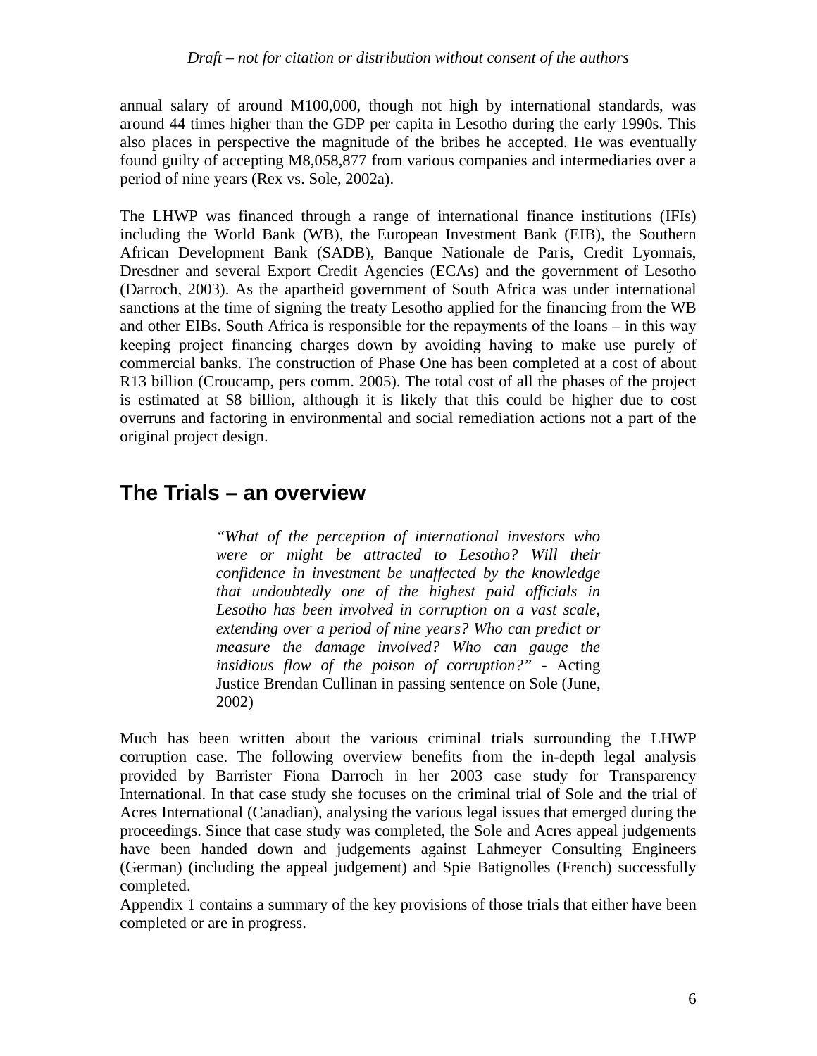annual salary of around M100,000, though not high by international standards, was around 44 times higher than the GDP per capita in Lesotho during the early 1990s. This also places in perspective the magnitude of the bribes he accepted. He was eventually found guilty of accepting M8,058,877 from various companies and intermediaries over a period of nine years (Rex vs. Sole, 2002a).

The LHWP was financed through a range of international finance institutions (IFIs) including the World Bank (WB), the European Investment Bank (EIB), the Southern African Development Bank (SADB), Banque Nationale de Paris, Credit Lyonnais, Dresdner and several Export Credit Agencies (ECAs) and the government of Lesotho (Darroch, 2003). As the apartheid government of South Africa was under international sanctions at the time of signing the treaty Lesotho applied for the financing from the WB and other EIBs. South Africa is responsible for the repayments of the loans – in this way keeping project financing charges down by avoiding having to make use purely of commercial banks. The construction of Phase One has been completed at a cost of about R13 billion (Croucamp, pers comm. 2005). The total cost of all the phases of the project is estimated at $8 billion, although it is likely that this could be higher due to cost overruns and factoring in environmental and social remediation actions not a part of the original project design.

## The Trials – an overview

> *"What of the perception of international investors who were or might be attracted to Lesotho? Will their confidence in investment be unaffected by the knowledge that undoubtedly one of the highest paid officials in Lesotho has been involved in corruption on a vast scale, extending over a period of nine years? Who can predict or measure the damage involved? Who can gauge the insidious flow of the poison of corruption?"* - Acting Justice Brendan Cullinan in passing sentence on Sole (June, 2002)

Much has been written about the various criminal trials surrounding the LHWP corruption case. The following overview benefits from the in-depth legal analysis provided by Barrister Fiona Darroch in her 2003 case study for Transparency International. In that case study she focuses on the criminal trial of Sole and the trial of Acres International (Canadian), analysing the various legal issues that emerged during the proceedings. Since that case study was completed, the Sole and Acres appeal judgements have been handed down and judgements against Lahmeyer Consulting Engineers (German) (including the appeal judgement) and Spie Batignolles (French) successfully completed.

Appendix 1 contains a summary of the key provisions of those trials that either have been completed or are in progress.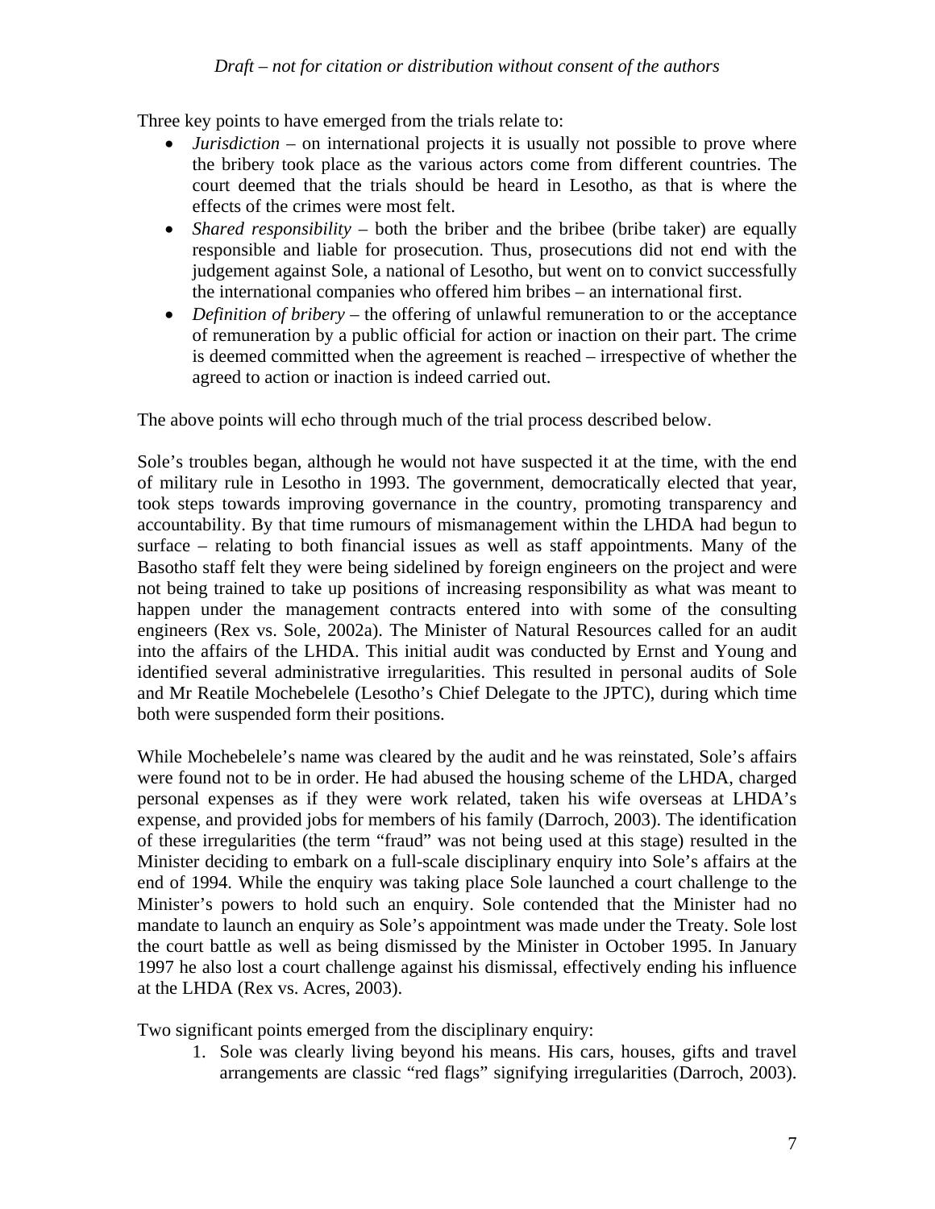Three key points to have emerged from the trials relate to:

- *Jurisdiction* – on international projects it is usually not possible to prove where the bribery took place as the various actors come from different countries. The court deemed that the trials should be heard in Lesotho, as that is where the effects of the crimes were most felt.
- *Shared responsibility* – both the briber and the bribee (bribe taker) are equally responsible and liable for prosecution. Thus, prosecutions did not end with the judgement against Sole, a national of Lesotho, but went on to convict successfully the international companies who offered him bribes – an international first.
- *Definition of bribery* – the offering of unlawful remuneration to or the acceptance of remuneration by a public official for action or inaction on their part. The crime is deemed committed when the agreement is reached – irrespective of whether the agreed to action or inaction is indeed carried out.

The above points will echo through much of the trial process described below.

Sole's troubles began, although he would not have suspected it at the time, with the end of military rule in Lesotho in 1993. The government, democratically elected that year, took steps towards improving governance in the country, promoting transparency and accountability. By that time rumours of mismanagement within the LHDA had begun to surface – relating to both financial issues as well as staff appointments. Many of the Basotho staff felt they were being sidelined by foreign engineers on the project and were not being trained to take up positions of increasing responsibility as what was meant to happen under the management contracts entered into with some of the consulting engineers (Rex vs. Sole, 2002a). The Minister of Natural Resources called for an audit into the affairs of the LHDA. This initial audit was conducted by Ernst and Young and identified several administrative irregularities. This resulted in personal audits of Sole and Mr Reatile Mochebelele (Lesotho's Chief Delegate to the JPTC), during which time both were suspended form their positions.

While Mochebelele's name was cleared by the audit and he was reinstated, Sole's affairs were found not to be in order. He had abused the housing scheme of the LHDA, charged personal expenses as if they were work related, taken his wife overseas at LHDA's expense, and provided jobs for members of his family (Darroch, 2003). The identification of these irregularities (the term "fraud" was not being used at this stage) resulted in the Minister deciding to embark on a full-scale disciplinary enquiry into Sole's affairs at the end of 1994. While the enquiry was taking place Sole launched a court challenge to the Minister's powers to hold such an enquiry. Sole contended that the Minister had no mandate to launch an enquiry as Sole's appointment was made under the Treaty. Sole lost the court battle as well as being dismissed by the Minister in October 1995. In January 1997 he also lost a court challenge against his dismissal, effectively ending his influence at the LHDA (Rex vs. Acres, 2003).

Two significant points emerged from the disciplinary enquiry:

1. Sole was clearly living beyond his means. His cars, houses, gifts and travel arrangements are classic "red flags" signifying irregularities (Darroch, 2003).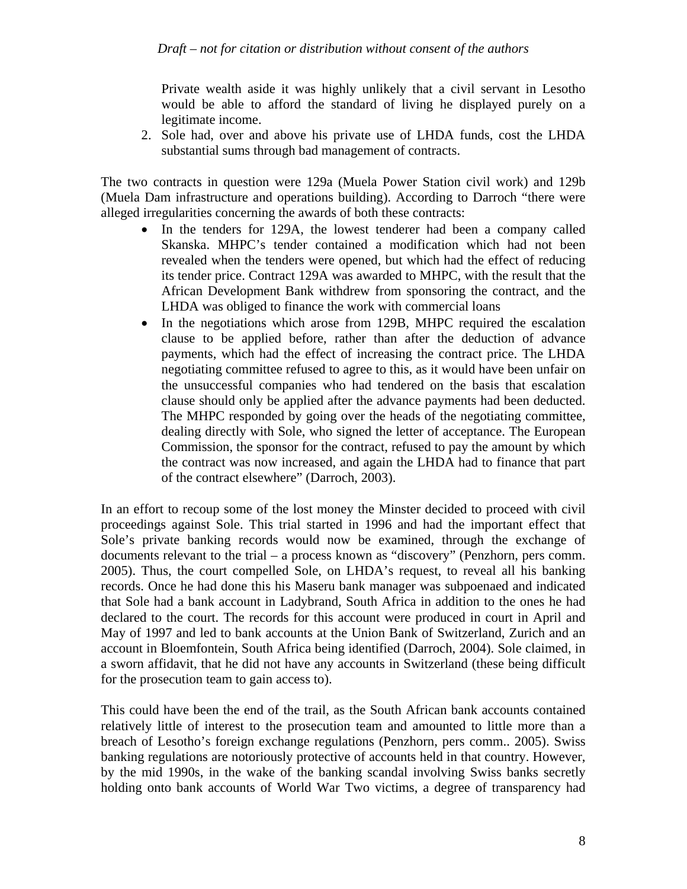Private wealth aside it was highly unlikely that a civil servant in Lesotho would be able to afford the standard of living he displayed purely on a legitimate income.

2. Sole had, over and above his private use of LHDA funds, cost the LHDA substantial sums through bad management of contracts.

The two contracts in question were 129a (Muela Power Station civil work) and 129b (Muela Dam infrastructure and operations building). According to Darroch "there were alleged irregularities concerning the awards of both these contracts:

- In the tenders for 129A, the lowest tenderer had been a company called Skanska. MHPC's tender contained a modification which had not been revealed when the tenders were opened, but which had the effect of reducing its tender price. Contract 129A was awarded to MHPC, with the result that the African Development Bank withdrew from sponsoring the contract, and the LHDA was obliged to finance the work with commercial loans
- In the negotiations which arose from 129B, MHPC required the escalation clause to be applied before, rather than after the deduction of advance payments, which had the effect of increasing the contract price. The LHDA negotiating committee refused to agree to this, as it would have been unfair on the unsuccessful companies who had tendered on the basis that escalation clause should only be applied after the advance payments had been deducted. The MHPC responded by going over the heads of the negotiating committee, dealing directly with Sole, who signed the letter of acceptance. The European Commission, the sponsor for the contract, refused to pay the amount by which the contract was now increased, and again the LHDA had to finance that part of the contract elsewhere" (Darroch, 2003).

In an effort to recoup some of the lost money the Minster decided to proceed with civil proceedings against Sole. This trial started in 1996 and had the important effect that Sole's private banking records would now be examined, through the exchange of documents relevant to the trial – a process known as "discovery" (Penzhorn, pers comm. 2005). Thus, the court compelled Sole, on LHDA's request, to reveal all his banking records. Once he had done this his Maseru bank manager was subpoenaed and indicated that Sole had a bank account in Ladybrand, South Africa in addition to the ones he had declared to the court. The records for this account were produced in court in April and May of 1997 and led to bank accounts at the Union Bank of Switzerland, Zurich and an account in Bloemfontein, South Africa being identified (Darroch, 2004). Sole claimed, in a sworn affidavit, that he did not have any accounts in Switzerland (these being difficult for the prosecution team to gain access to).

This could have been the end of the trail, as the South African bank accounts contained relatively little of interest to the prosecution team and amounted to little more than a breach of Lesotho's foreign exchange regulations (Penzhorn, pers comm.. 2005). Swiss banking regulations are notoriously protective of accounts held in that country. However, by the mid 1990s, in the wake of the banking scandal involving Swiss banks secretly holding onto bank accounts of World War Two victims, a degree of transparency had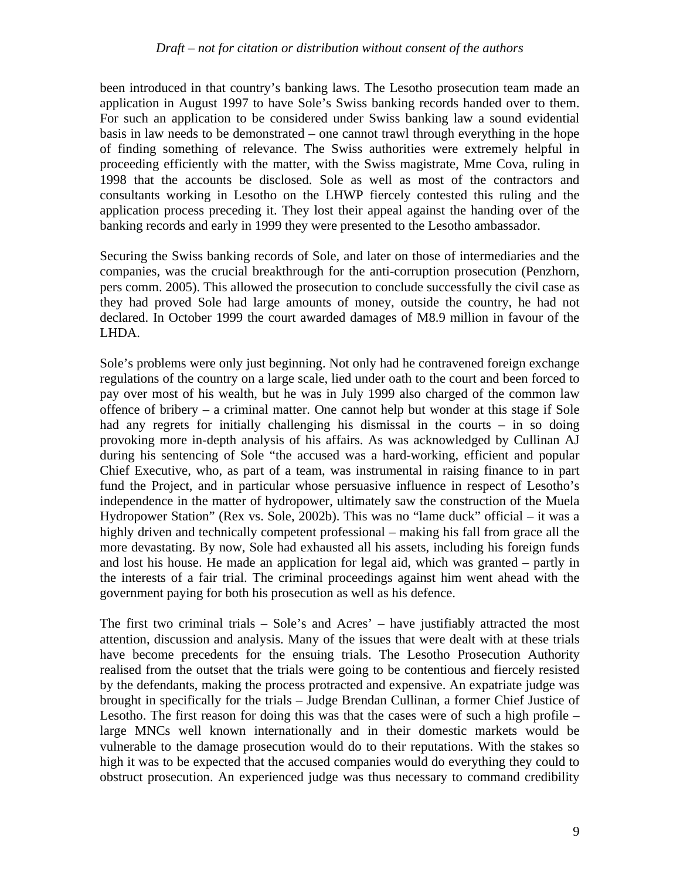been introduced in that country's banking laws. The Lesotho prosecution team made an application in August 1997 to have Sole's Swiss banking records handed over to them. For such an application to be considered under Swiss banking law a sound evidential basis in law needs to be demonstrated – one cannot trawl through everything in the hope of finding something of relevance. The Swiss authorities were extremely helpful in proceeding efficiently with the matter, with the Swiss magistrate, Mme Cova, ruling in 1998 that the accounts be disclosed. Sole as well as most of the contractors and consultants working in Lesotho on the LHWP fiercely contested this ruling and the application process preceding it. They lost their appeal against the handing over of the banking records and early in 1999 they were presented to the Lesotho ambassador.

Securing the Swiss banking records of Sole, and later on those of intermediaries and the companies, was the crucial breakthrough for the anti-corruption prosecution (Penzhorn, pers comm. 2005). This allowed the prosecution to conclude successfully the civil case as they had proved Sole had large amounts of money, outside the country, he had not declared. In October 1999 the court awarded damages of M8.9 million in favour of the LHDA.

Sole's problems were only just beginning. Not only had he contravened foreign exchange regulations of the country on a large scale, lied under oath to the court and been forced to pay over most of his wealth, but he was in July 1999 also charged of the common law offence of bribery – a criminal matter. One cannot help but wonder at this stage if Sole had any regrets for initially challenging his dismissal in the courts – in so doing provoking more in-depth analysis of his affairs. As was acknowledged by Cullinan AJ during his sentencing of Sole "the accused was a hard-working, efficient and popular Chief Executive, who, as part of a team, was instrumental in raising finance to in part fund the Project, and in particular whose persuasive influence in respect of Lesotho's independence in the matter of hydropower, ultimately saw the construction of the Muela Hydropower Station" (Rex vs. Sole, 2002b). This was no "lame duck" official – it was a highly driven and technically competent professional – making his fall from grace all the more devastating. By now, Sole had exhausted all his assets, including his foreign funds and lost his house. He made an application for legal aid, which was granted – partly in the interests of a fair trial. The criminal proceedings against him went ahead with the government paying for both his prosecution as well as his defence.

The first two criminal trials – Sole's and Acres' – have justifiably attracted the most attention, discussion and analysis. Many of the issues that were dealt with at these trials have become precedents for the ensuing trials. The Lesotho Prosecution Authority realised from the outset that the trials were going to be contentious and fiercely resisted by the defendants, making the process protracted and expensive. An expatriate judge was brought in specifically for the trials – Judge Brendan Cullinan, a former Chief Justice of Lesotho. The first reason for doing this was that the cases were of such a high profile – large MNCs well known internationally and in their domestic markets would be vulnerable to the damage prosecution would do to their reputations. With the stakes so high it was to be expected that the accused companies would do everything they could to obstruct prosecution. An experienced judge was thus necessary to command credibility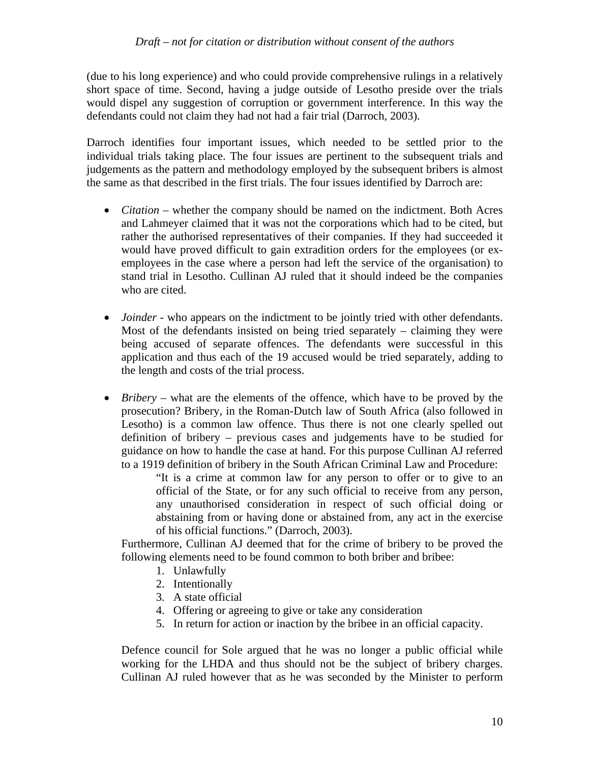(due to his long experience) and who could provide comprehensive rulings in a relatively short space of time. Second, having a judge outside of Lesotho preside over the trials would dispel any suggestion of corruption or government interference. In this way the defendants could not claim they had not had a fair trial (Darroch, 2003).

Darroch identifies four important issues, which needed to be settled prior to the individual trials taking place. The four issues are pertinent to the subsequent trials and judgements as the pattern and methodology employed by the subsequent bribers is almost the same as that described in the first trials. The four issues identified by Darroch are:

- *Citation* – whether the company should be named on the indictment. Both Acres and Lahmeyer claimed that it was not the corporations which had to be cited, but rather the authorised representatives of their companies. If they had succeeded it would have proved difficult to gain extradition orders for the employees (or ex-employees in the case where a person had left the service of the organisation) to stand trial in Lesotho. Cullinan AJ ruled that it should indeed be the companies who are cited.

- *Joinder* - who appears on the indictment to be jointly tried with other defendants. Most of the defendants insisted on being tried separately – claiming they were being accused of separate offences. The defendants were successful in this application and thus each of the 19 accused would be tried separately, adding to the length and costs of the trial process.

- *Bribery* – what are the elements of the offence, which have to be proved by the prosecution? Bribery, in the Roman-Dutch law of South Africa (also followed in Lesotho) is a common law offence. Thus there is not one clearly spelled out definition of bribery – previous cases and judgements have to be studied for guidance on how to handle the case at hand. For this purpose Cullinan AJ referred to a 1919 definition of bribery in the South African Criminal Law and Procedure:

  > "It is a crime at common law for any person to offer or to give to an official of the State, or for any such official to receive from any person, any unauthorised consideration in respect of such official doing or abstaining from or having done or abstained from, any act in the exercise of his official functions." (Darroch, 2003).

  Furthermore, Cullinan AJ deemed that for the crime of bribery to be proved the following elements need to be found common to both briber and bribee:

  1. Unlawfully
  2. Intentionally
  3. A state official
  4. Offering or agreeing to give or take any consideration
  5. In return for action or inaction by the bribee in an official capacity.

  Defence council for Sole argued that he was no longer a public official while working for the LHDA and thus should not be the subject of bribery charges. Cullinan AJ ruled however that as he was seconded by the Minister to perform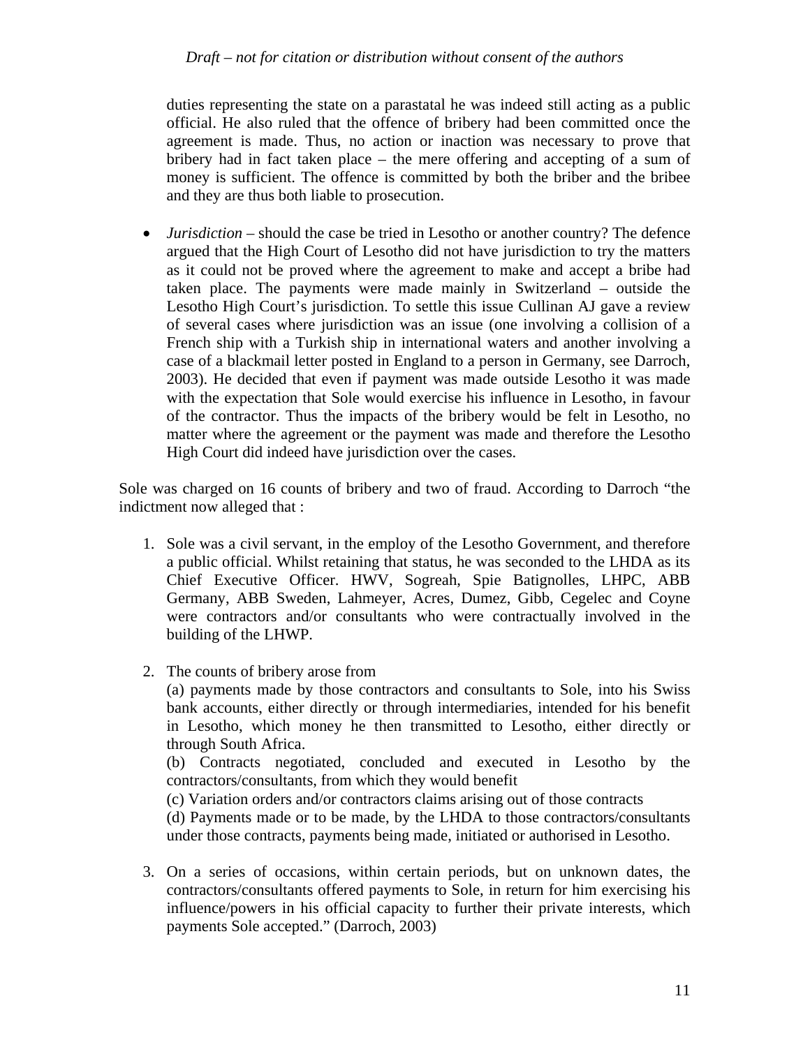duties representing the state on a parastatal he was indeed still acting as a public official. He also ruled that the offence of bribery had been committed once the agreement is made. Thus, no action or inaction was necessary to prove that bribery had in fact taken place – the mere offering and accepting of a sum of money is sufficient. The offence is committed by both the briber and the bribee and they are thus both liable to prosecution.

- *Jurisdiction* – should the case be tried in Lesotho or another country? The defence argued that the High Court of Lesotho did not have jurisdiction to try the matters as it could not be proved where the agreement to make and accept a bribe had taken place. The payments were made mainly in Switzerland – outside the Lesotho High Court's jurisdiction. To settle this issue Cullinan AJ gave a review of several cases where jurisdiction was an issue (one involving a collision of a French ship with a Turkish ship in international waters and another involving a case of a blackmail letter posted in England to a person in Germany, see Darroch, 2003). He decided that even if payment was made outside Lesotho it was made with the expectation that Sole would exercise his influence in Lesotho, in favour of the contractor. Thus the impacts of the bribery would be felt in Lesotho, no matter where the agreement or the payment was made and therefore the Lesotho High Court did indeed have jurisdiction over the cases.

Sole was charged on 16 counts of bribery and two of fraud. According to Darroch "the indictment now alleged that :

1. Sole was a civil servant, in the employ of the Lesotho Government, and therefore a public official. Whilst retaining that status, he was seconded to the LHDA as its Chief Executive Officer. HWV, Sogreah, Spie Batignolles, LHPC, ABB Germany, ABB Sweden, Lahmeyer, Acres, Dumez, Gibb, Cegelec and Coyne were contractors and/or consultants who were contractually involved in the building of the LHWP.

2. The counts of bribery arose from
   (a) payments made by those contractors and consultants to Sole, into his Swiss bank accounts, either directly or through intermediaries, intended for his benefit in Lesotho, which money he then transmitted to Lesotho, either directly or through South Africa.
   (b) Contracts negotiated, concluded and executed in Lesotho by the contractors/consultants, from which they would benefit
   (c) Variation orders and/or contractors claims arising out of those contracts
   (d) Payments made or to be made, by the LHDA to those contractors/consultants under those contracts, payments being made, initiated or authorised in Lesotho.

3. On a series of occasions, within certain periods, but on unknown dates, the contractors/consultants offered payments to Sole, in return for him exercising his influence/powers in his official capacity to further their private interests, which payments Sole accepted." (Darroch, 2003)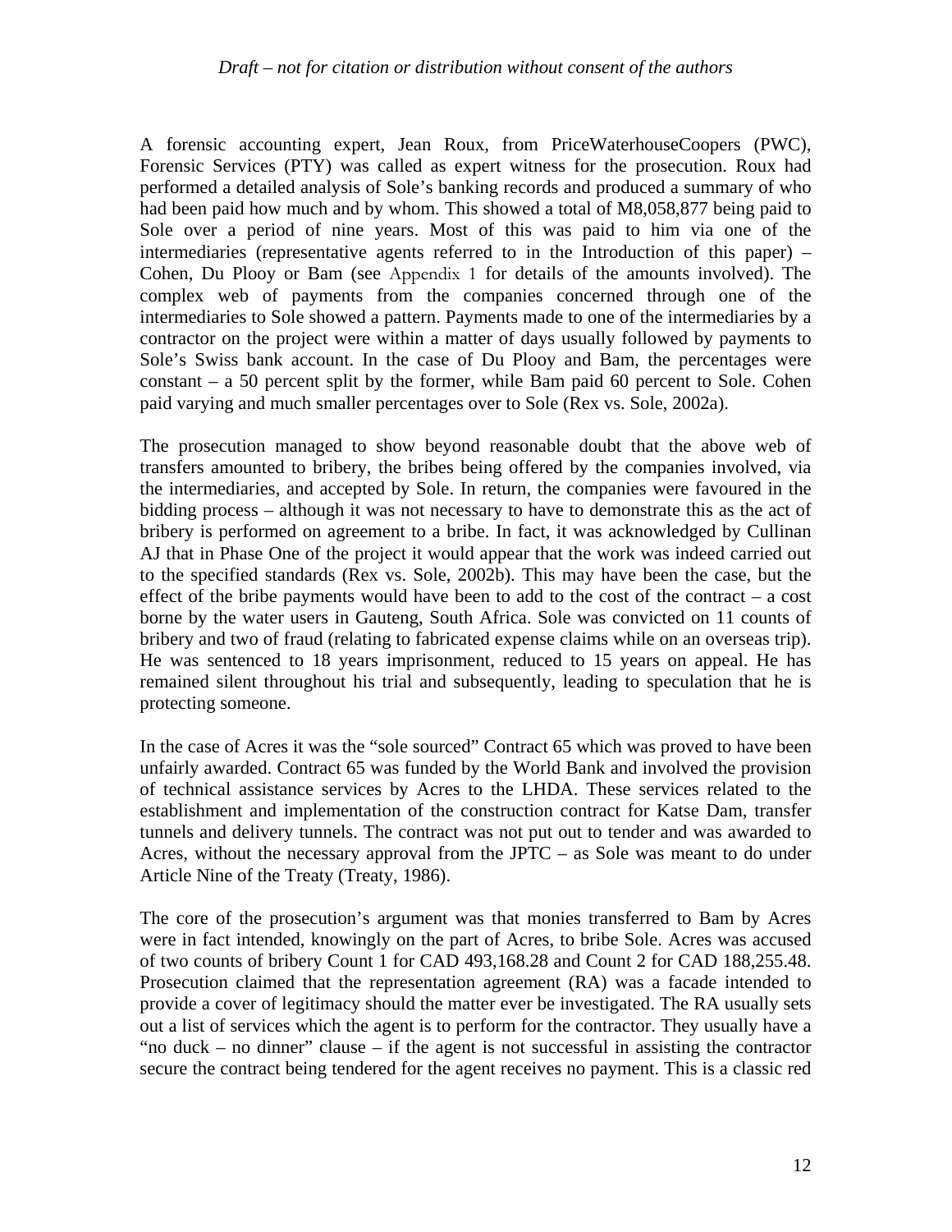A forensic accounting expert, Jean Roux, from PriceWaterhouseCoopers (PWC), Forensic Services (PTY) was called as expert witness for the prosecution. Roux had performed a detailed analysis of Sole's banking records and produced a summary of who had been paid how much and by whom. This showed a total of M8,058,877 being paid to Sole over a period of nine years. Most of this was paid to him via one of the intermediaries (representative agents referred to in the Introduction of this paper) – Cohen, Du Plooy or Bam (see Appendix 1 for details of the amounts involved). The complex web of payments from the companies concerned through one of the intermediaries to Sole showed a pattern. Payments made to one of the intermediaries by a contractor on the project were within a matter of days usually followed by payments to Sole's Swiss bank account. In the case of Du Plooy and Bam, the percentages were constant – a 50 percent split by the former, while Bam paid 60 percent to Sole. Cohen paid varying and much smaller percentages over to Sole (Rex vs. Sole, 2002a).

The prosecution managed to show beyond reasonable doubt that the above web of transfers amounted to bribery, the bribes being offered by the companies involved, via the intermediaries, and accepted by Sole. In return, the companies were favoured in the bidding process – although it was not necessary to have to demonstrate this as the act of bribery is performed on agreement to a bribe. In fact, it was acknowledged by Cullinan AJ that in Phase One of the project it would appear that the work was indeed carried out to the specified standards (Rex vs. Sole, 2002b). This may have been the case, but the effect of the bribe payments would have been to add to the cost of the contract – a cost borne by the water users in Gauteng, South Africa. Sole was convicted on 11 counts of bribery and two of fraud (relating to fabricated expense claims while on an overseas trip). He was sentenced to 18 years imprisonment, reduced to 15 years on appeal. He has remained silent throughout his trial and subsequently, leading to speculation that he is protecting someone.

In the case of Acres it was the "sole sourced" Contract 65 which was proved to have been unfairly awarded. Contract 65 was funded by the World Bank and involved the provision of technical assistance services by Acres to the LHDA. These services related to the establishment and implementation of the construction contract for Katse Dam, transfer tunnels and delivery tunnels. The contract was not put out to tender and was awarded to Acres, without the necessary approval from the JPTC – as Sole was meant to do under Article Nine of the Treaty (Treaty, 1986).

The core of the prosecution's argument was that monies transferred to Bam by Acres were in fact intended, knowingly on the part of Acres, to bribe Sole. Acres was accused of two counts of bribery Count 1 for CAD 493,168.28 and Count 2 for CAD 188,255.48. Prosecution claimed that the representation agreement (RA) was a facade intended to provide a cover of legitimacy should the matter ever be investigated. The RA usually sets out a list of services which the agent is to perform for the contractor. They usually have a "no duck – no dinner" clause – if the agent is not successful in assisting the contractor secure the contract being tendered for the agent receives no payment. This is a classic red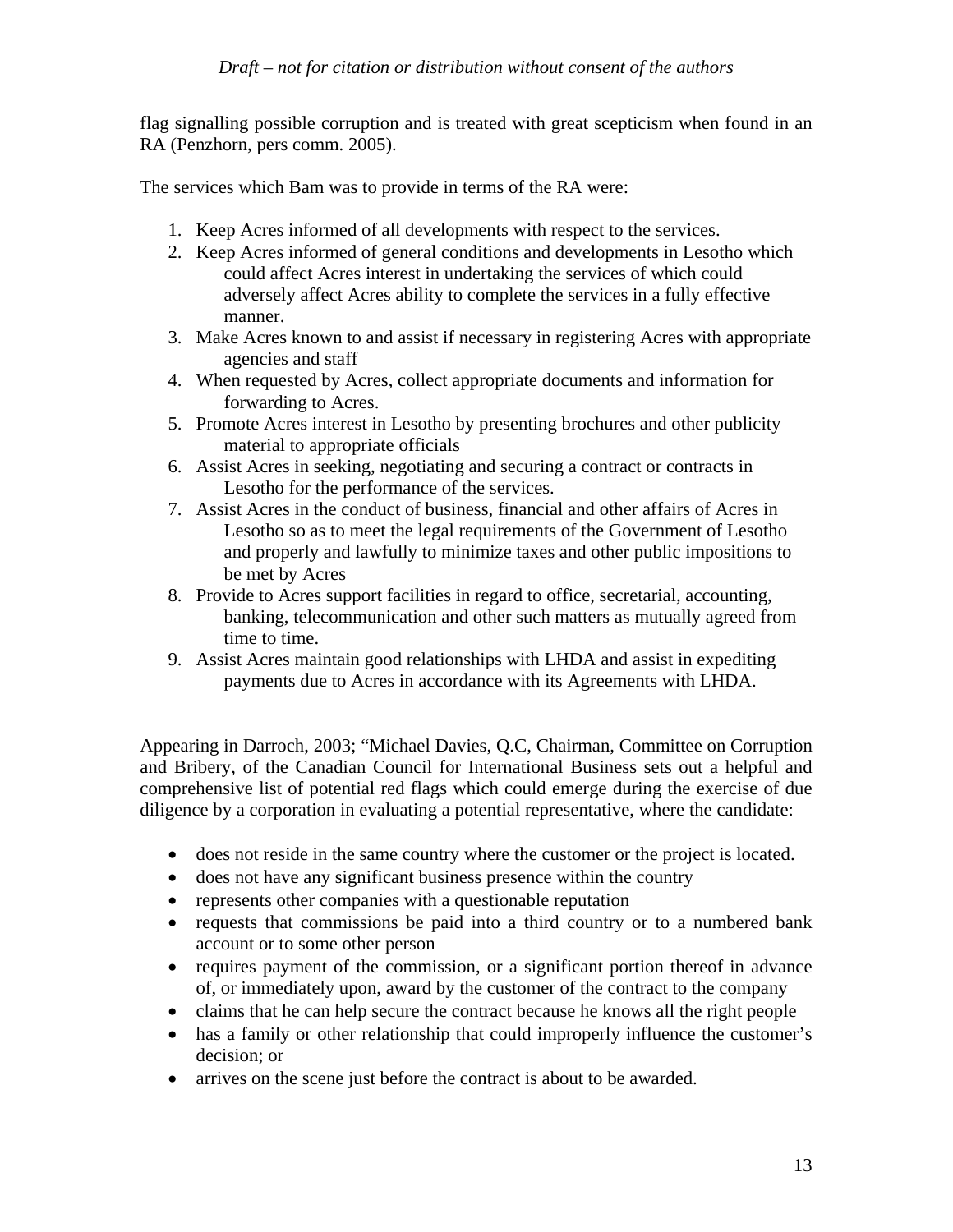flag signalling possible corruption and is treated with great scepticism when found in an RA (Penzhorn, pers comm. 2005).

The services which Bam was to provide in terms of the RA were:

1. Keep Acres informed of all developments with respect to the services.
2. Keep Acres informed of general conditions and developments in Lesotho which could affect Acres interest in undertaking the services of which could adversely affect Acres ability to complete the services in a fully effective manner.
3. Make Acres known to and assist if necessary in registering Acres with appropriate agencies and staff
4. When requested by Acres, collect appropriate documents and information for forwarding to Acres.
5. Promote Acres interest in Lesotho by presenting brochures and other publicity material to appropriate officials
6. Assist Acres in seeking, negotiating and securing a contract or contracts in Lesotho for the performance of the services.
7. Assist Acres in the conduct of business, financial and other affairs of Acres in Lesotho so as to meet the legal requirements of the Government of Lesotho and properly and lawfully to minimize taxes and other public impositions to be met by Acres
8. Provide to Acres support facilities in regard to office, secretarial, accounting, banking, telecommunication and other such matters as mutually agreed from time to time.
9. Assist Acres maintain good relationships with LHDA and assist in expediting payments due to Acres in accordance with its Agreements with LHDA.

Appearing in Darroch, 2003; "Michael Davies, Q.C, Chairman, Committee on Corruption and Bribery, of the Canadian Council for International Business sets out a helpful and comprehensive list of potential red flags which could emerge during the exercise of due diligence by a corporation in evaluating a potential representative, where the candidate:

- does not reside in the same country where the customer or the project is located.
- does not have any significant business presence within the country
- represents other companies with a questionable reputation
- requests that commissions be paid into a third country or to a numbered bank account or to some other person
- requires payment of the commission, or a significant portion thereof in advance of, or immediately upon, award by the customer of the contract to the company
- claims that he can help secure the contract because he knows all the right people
- has a family or other relationship that could improperly influence the customer's decision; or
- arrives on the scene just before the contract is about to be awarded.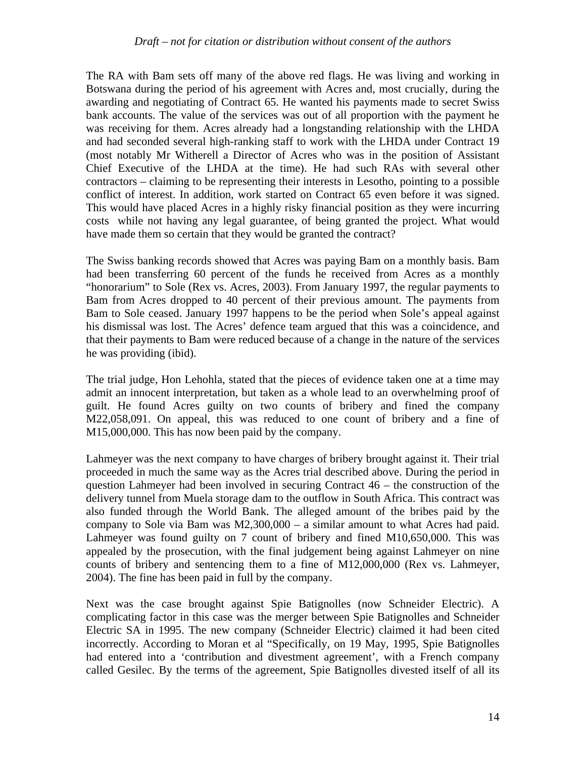The RA with Bam sets off many of the above red flags. He was living and working in Botswana during the period of his agreement with Acres and, most crucially, during the awarding and negotiating of Contract 65. He wanted his payments made to secret Swiss bank accounts. The value of the services was out of all proportion with the payment he was receiving for them. Acres already had a longstanding relationship with the LHDA and had seconded several high-ranking staff to work with the LHDA under Contract 19 (most notably Mr Witherell a Director of Acres who was in the position of Assistant Chief Executive of the LHDA at the time). He had such RAs with several other contractors – claiming to be representing their interests in Lesotho, pointing to a possible conflict of interest. In addition, work started on Contract 65 even before it was signed. This would have placed Acres in a highly risky financial position as they were incurring costs while not having any legal guarantee, of being granted the project. What would have made them so certain that they would be granted the contract?

The Swiss banking records showed that Acres was paying Bam on a monthly basis. Bam had been transferring 60 percent of the funds he received from Acres as a monthly "honorarium" to Sole (Rex vs. Acres, 2003). From January 1997, the regular payments to Bam from Acres dropped to 40 percent of their previous amount. The payments from Bam to Sole ceased. January 1997 happens to be the period when Sole's appeal against his dismissal was lost. The Acres' defence team argued that this was a coincidence, and that their payments to Bam were reduced because of a change in the nature of the services he was providing (ibid).

The trial judge, Hon Lehohla, stated that the pieces of evidence taken one at a time may admit an innocent interpretation, but taken as a whole lead to an overwhelming proof of guilt. He found Acres guilty on two counts of bribery and fined the company M22,058,091. On appeal, this was reduced to one count of bribery and a fine of M15,000,000. This has now been paid by the company.

Lahmeyer was the next company to have charges of bribery brought against it. Their trial proceeded in much the same way as the Acres trial described above. During the period in question Lahmeyer had been involved in securing Contract 46 – the construction of the delivery tunnel from Muela storage dam to the outflow in South Africa. This contract was also funded through the World Bank. The alleged amount of the bribes paid by the company to Sole via Bam was M2,300,000 – a similar amount to what Acres had paid. Lahmeyer was found guilty on 7 count of bribery and fined M10,650,000. This was appealed by the prosecution, with the final judgement being against Lahmeyer on nine counts of bribery and sentencing them to a fine of M12,000,000 (Rex vs. Lahmeyer, 2004). The fine has been paid in full by the company.

Next was the case brought against Spie Batignolles (now Schneider Electric). A complicating factor in this case was the merger between Spie Batignolles and Schneider Electric SA in 1995. The new company (Schneider Electric) claimed it had been cited incorrectly. According to Moran et al "Specifically, on 19 May, 1995, Spie Batignolles had entered into a 'contribution and divestment agreement', with a French company called Gesilec. By the terms of the agreement, Spie Batignolles divested itself of all its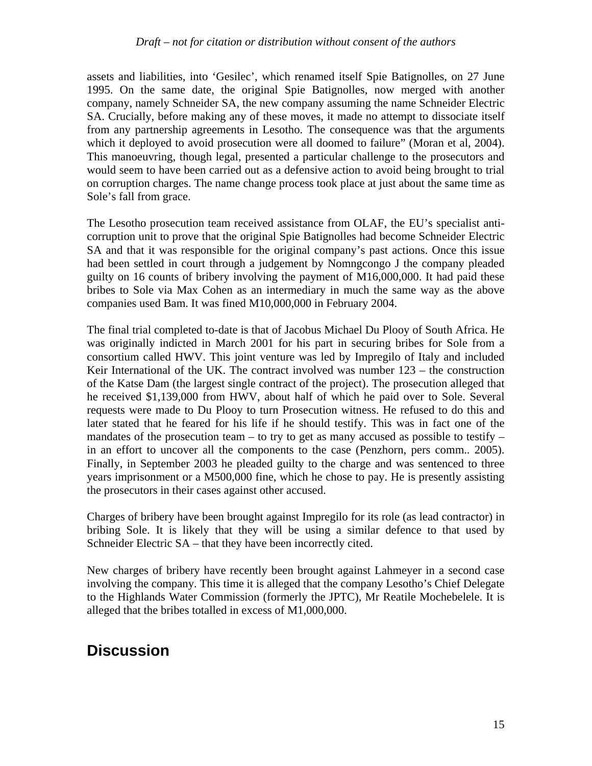assets and liabilities, into 'Gesilec', which renamed itself Spie Batignolles, on 27 June 1995. On the same date, the original Spie Batignolles, now merged with another company, namely Schneider SA, the new company assuming the name Schneider Electric SA. Crucially, before making any of these moves, it made no attempt to dissociate itself from any partnership agreements in Lesotho. The consequence was that the arguments which it deployed to avoid prosecution were all doomed to failure" (Moran et al, 2004). This manoeuvring, though legal, presented a particular challenge to the prosecutors and would seem to have been carried out as a defensive action to avoid being brought to trial on corruption charges. The name change process took place at just about the same time as Sole's fall from grace.

The Lesotho prosecution team received assistance from OLAF, the EU's specialist anti-corruption unit to prove that the original Spie Batignolles had become Schneider Electric SA and that it was responsible for the original company's past actions. Once this issue had been settled in court through a judgement by Nomngcongo J the company pleaded guilty on 16 counts of bribery involving the payment of M16,000,000. It had paid these bribes to Sole via Max Cohen as an intermediary in much the same way as the above companies used Bam. It was fined M10,000,000 in February 2004.

The final trial completed to-date is that of Jacobus Michael Du Plooy of South Africa. He was originally indicted in March 2001 for his part in securing bribes for Sole from a consortium called HWV. This joint venture was led by Impregilo of Italy and included Keir International of the UK. The contract involved was number 123 – the construction of the Katse Dam (the largest single contract of the project). The prosecution alleged that he received $1,139,000 from HWV, about half of which he paid over to Sole. Several requests were made to Du Plooy to turn Prosecution witness. He refused to do this and later stated that he feared for his life if he should testify. This was in fact one of the mandates of the prosecution team – to try to get as many accused as possible to testify – in an effort to uncover all the components to the case (Penzhorn, pers comm.. 2005). Finally, in September 2003 he pleaded guilty to the charge and was sentenced to three years imprisonment or a M500,000 fine, which he chose to pay. He is presently assisting the prosecutors in their cases against other accused.

Charges of bribery have been brought against Impregilo for its role (as lead contractor) in bribing Sole. It is likely that they will be using a similar defence to that used by Schneider Electric SA – that they have been incorrectly cited.

New charges of bribery have recently been brought against Lahmeyer in a second case involving the company. This time it is alleged that the company Lesotho's Chief Delegate to the Highlands Water Commission (formerly the JPTC), Mr Reatile Mochebelele. It is alleged that the bribes totalled in excess of M1,000,000.

## Discussion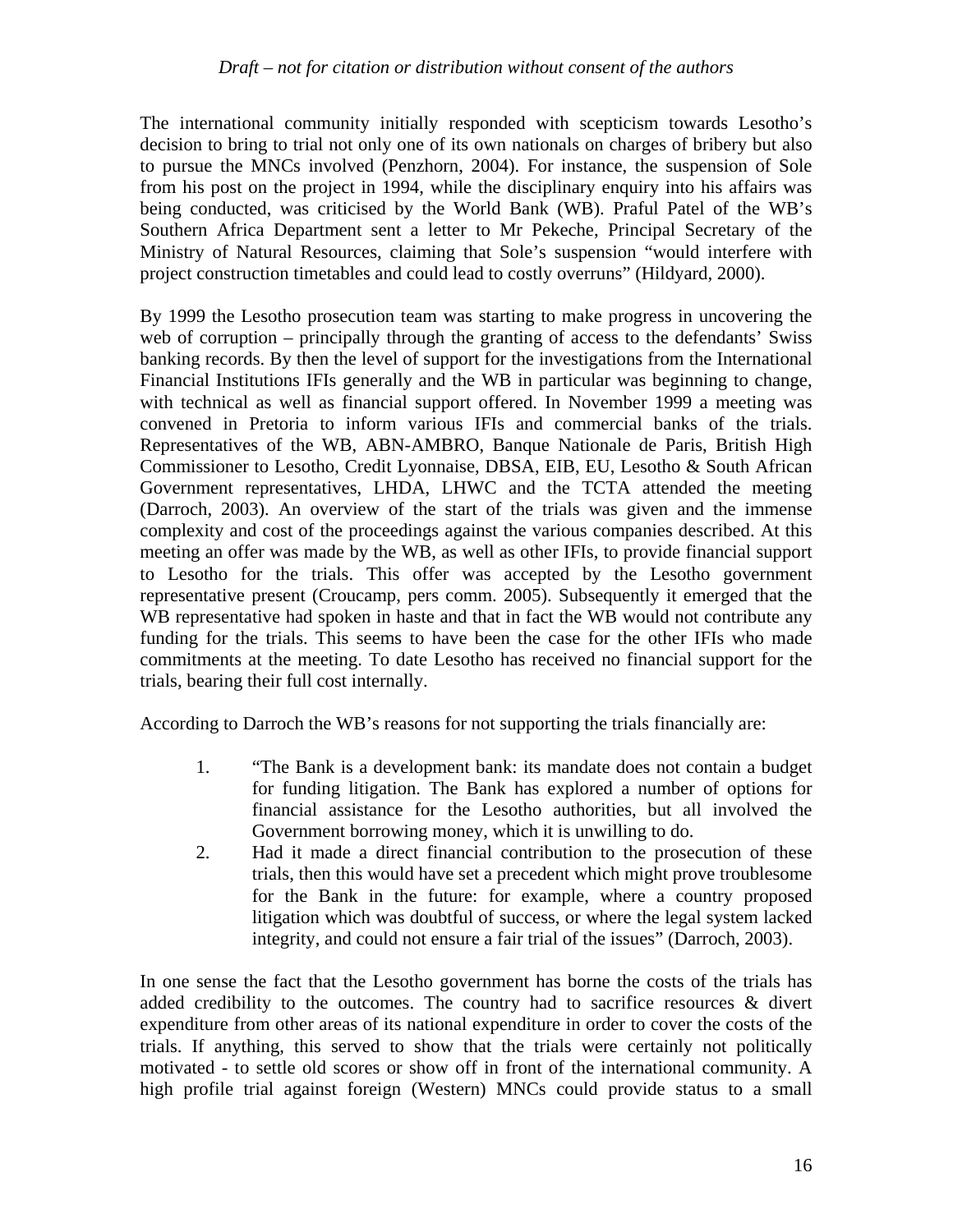The international community initially responded with scepticism towards Lesotho's decision to bring to trial not only one of its own nationals on charges of bribery but also to pursue the MNCs involved (Penzhorn, 2004). For instance, the suspension of Sole from his post on the project in 1994, while the disciplinary enquiry into his affairs was being conducted, was criticised by the World Bank (WB). Praful Patel of the WB's Southern Africa Department sent a letter to Mr Pekeche, Principal Secretary of the Ministry of Natural Resources, claiming that Sole's suspension "would interfere with project construction timetables and could lead to costly overruns" (Hildyard, 2000).

By 1999 the Lesotho prosecution team was starting to make progress in uncovering the web of corruption – principally through the granting of access to the defendants' Swiss banking records. By then the level of support for the investigations from the International Financial Institutions IFIs generally and the WB in particular was beginning to change, with technical as well as financial support offered. In November 1999 a meeting was convened in Pretoria to inform various IFIs and commercial banks of the trials. Representatives of the WB, ABN-AMBRO, Banque Nationale de Paris, British High Commissioner to Lesotho, Credit Lyonnaise, DBSA, EIB, EU, Lesotho & South African Government representatives, LHDA, LHWC and the TCTA attended the meeting (Darroch, 2003). An overview of the start of the trials was given and the immense complexity and cost of the proceedings against the various companies described. At this meeting an offer was made by the WB, as well as other IFIs, to provide financial support to Lesotho for the trials. This offer was accepted by the Lesotho government representative present (Croucamp, pers comm. 2005). Subsequently it emerged that the WB representative had spoken in haste and that in fact the WB would not contribute any funding for the trials. This seems to have been the case for the other IFIs who made commitments at the meeting. To date Lesotho has received no financial support for the trials, bearing their full cost internally.

According to Darroch the WB's reasons for not supporting the trials financially are:

1. "The Bank is a development bank: its mandate does not contain a budget for funding litigation. The Bank has explored a number of options for financial assistance for the Lesotho authorities, but all involved the Government borrowing money, which it is unwilling to do.
2. Had it made a direct financial contribution to the prosecution of these trials, then this would have set a precedent which might prove troublesome for the Bank in the future: for example, where a country proposed litigation which was doubtful of success, or where the legal system lacked integrity, and could not ensure a fair trial of the issues" (Darroch, 2003).

In one sense the fact that the Lesotho government has borne the costs of the trials has added credibility to the outcomes. The country had to sacrifice resources & divert expenditure from other areas of its national expenditure in order to cover the costs of the trials. If anything, this served to show that the trials were certainly not politically motivated - to settle old scores or show off in front of the international community. A high profile trial against foreign (Western) MNCs could provide status to a small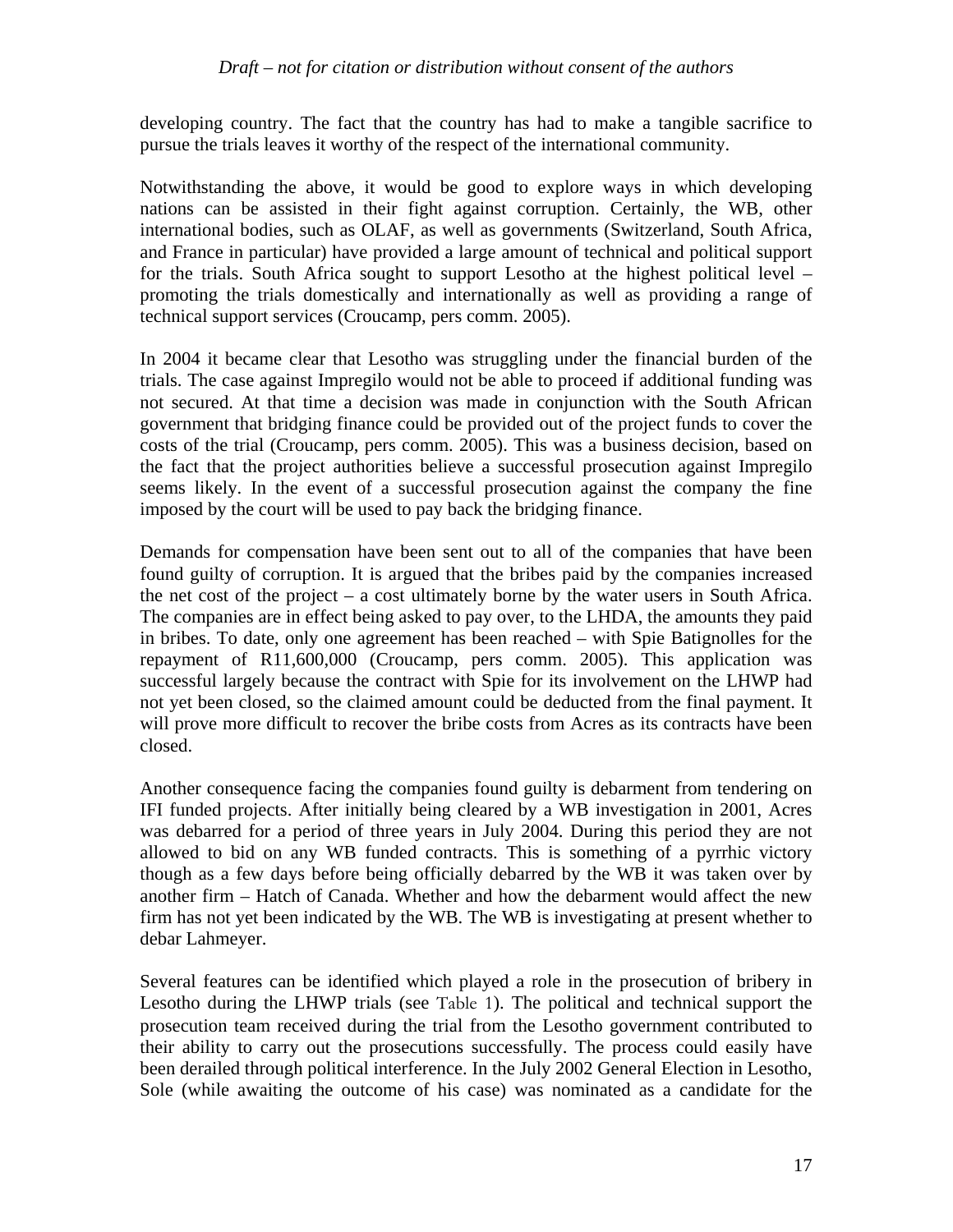developing country. The fact that the country has had to make a tangible sacrifice to pursue the trials leaves it worthy of the respect of the international community.

Notwithstanding the above, it would be good to explore ways in which developing nations can be assisted in their fight against corruption. Certainly, the WB, other international bodies, such as OLAF, as well as governments (Switzerland, South Africa, and France in particular) have provided a large amount of technical and political support for the trials. South Africa sought to support Lesotho at the highest political level – promoting the trials domestically and internationally as well as providing a range of technical support services (Croucamp, pers comm. 2005).

In 2004 it became clear that Lesotho was struggling under the financial burden of the trials. The case against Impregilo would not be able to proceed if additional funding was not secured. At that time a decision was made in conjunction with the South African government that bridging finance could be provided out of the project funds to cover the costs of the trial (Croucamp, pers comm. 2005). This was a business decision, based on the fact that the project authorities believe a successful prosecution against Impregilo seems likely. In the event of a successful prosecution against the company the fine imposed by the court will be used to pay back the bridging finance.

Demands for compensation have been sent out to all of the companies that have been found guilty of corruption. It is argued that the bribes paid by the companies increased the net cost of the project – a cost ultimately borne by the water users in South Africa. The companies are in effect being asked to pay over, to the LHDA, the amounts they paid in bribes. To date, only one agreement has been reached – with Spie Batignolles for the repayment of R11,600,000 (Croucamp, pers comm. 2005). This application was successful largely because the contract with Spie for its involvement on the LHWP had not yet been closed, so the claimed amount could be deducted from the final payment. It will prove more difficult to recover the bribe costs from Acres as its contracts have been closed.

Another consequence facing the companies found guilty is debarment from tendering on IFI funded projects. After initially being cleared by a WB investigation in 2001, Acres was debarred for a period of three years in July 2004. During this period they are not allowed to bid on any WB funded contracts. This is something of a pyrrhic victory though as a few days before being officially debarred by the WB it was taken over by another firm – Hatch of Canada. Whether and how the debarment would affect the new firm has not yet been indicated by the WB. The WB is investigating at present whether to debar Lahmeyer.

Several features can be identified which played a role in the prosecution of bribery in Lesotho during the LHWP trials (see Table 1). The political and technical support the prosecution team received during the trial from the Lesotho government contributed to their ability to carry out the prosecutions successfully. The process could easily have been derailed through political interference. In the July 2002 General Election in Lesotho, Sole (while awaiting the outcome of his case) was nominated as a candidate for the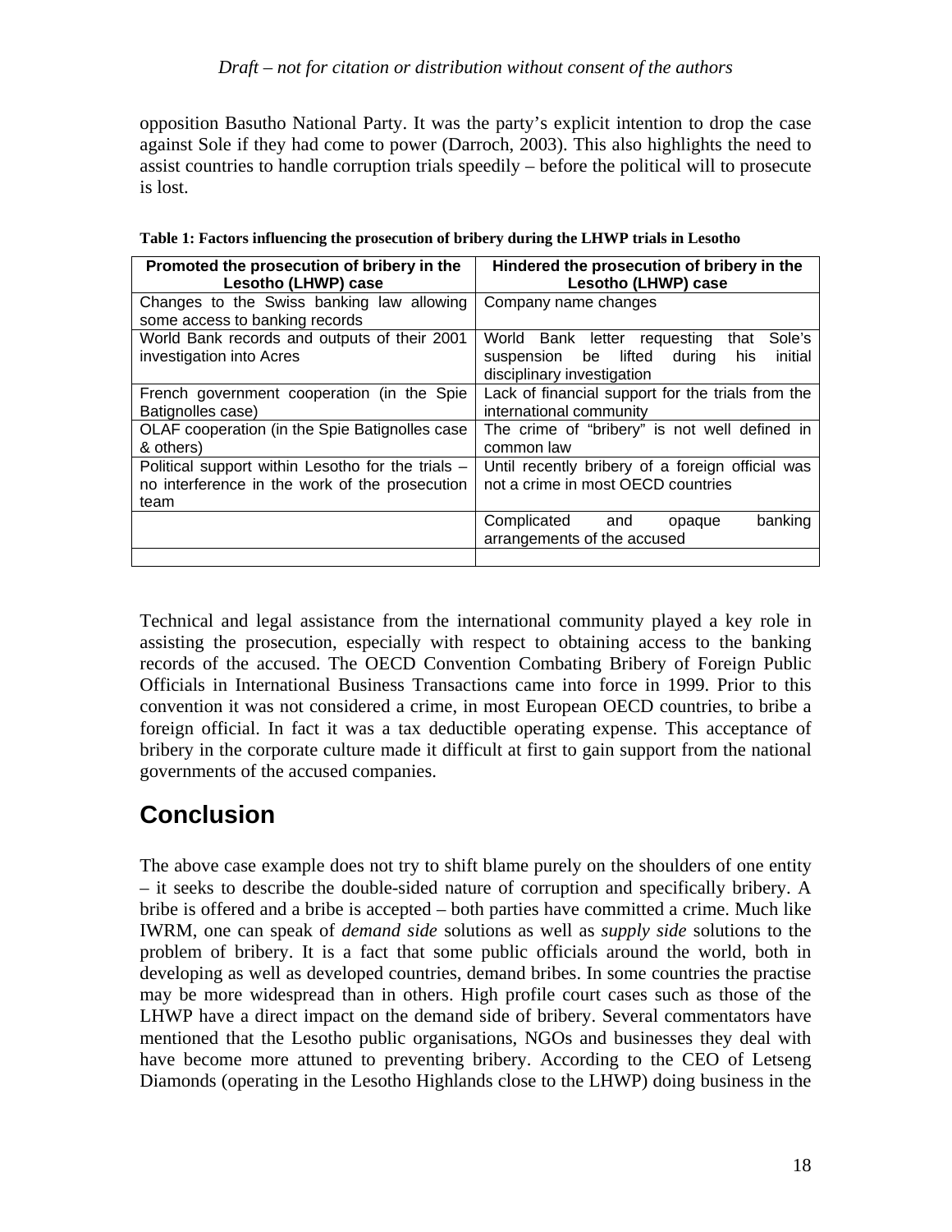opposition Basutho National Party. It was the party's explicit intention to drop the case against Sole if they had come to power (Darroch, 2003). This also highlights the need to assist countries to handle corruption trials speedily – before the political will to prosecute is lost.

**Table 1: Factors influencing the prosecution of bribery during the LHWP trials in Lesotho**

| Promoted the prosecution of bribery in the Lesotho (LHWP) case | Hindered the prosecution of bribery in the Lesotho (LHWP) case |
|---|---|
| Changes to the Swiss banking law allowing some access to banking records | Company name changes |
| World Bank records and outputs of their 2001 investigation into Acres | World Bank letter requesting that Sole's suspension be lifted during his initial disciplinary investigation |
| French government cooperation (in the Spie Batignolles case) | Lack of financial support for the trials from the international community |
| OLAF cooperation (in the Spie Batignolles case & others) | The crime of "bribery" is not well defined in common law |
| Political support within Lesotho for the trials – no interference in the work of the prosecution team | Until recently bribery of a foreign official was not a crime in most OECD countries |
| | Complicated and opaque banking arrangements of the accused |
| | |

Technical and legal assistance from the international community played a key role in assisting the prosecution, especially with respect to obtaining access to the banking records of the accused. The OECD Convention Combating Bribery of Foreign Public Officials in International Business Transactions came into force in 1999. Prior to this convention it was not considered a crime, in most European OECD countries, to bribe a foreign official. In fact it was a tax deductible operating expense. This acceptance of bribery in the corporate culture made it difficult at first to gain support from the national governments of the accused companies.

# Conclusion

The above case example does not try to shift blame purely on the shoulders of one entity – it seeks to describe the double-sided nature of corruption and specifically bribery. A bribe is offered and a bribe is accepted – both parties have committed a crime. Much like IWRM, one can speak of *demand side* solutions as well as *supply side* solutions to the problem of bribery. It is a fact that some public officials around the world, both in developing as well as developed countries, demand bribes. In some countries the practise may be more widespread than in others. High profile court cases such as those of the LHWP have a direct impact on the demand side of bribery. Several commentators have mentioned that the Lesotho public organisations, NGOs and businesses they deal with have become more attuned to preventing bribery. According to the CEO of Letseng Diamonds (operating in the Lesotho Highlands close to the LHWP) doing business in the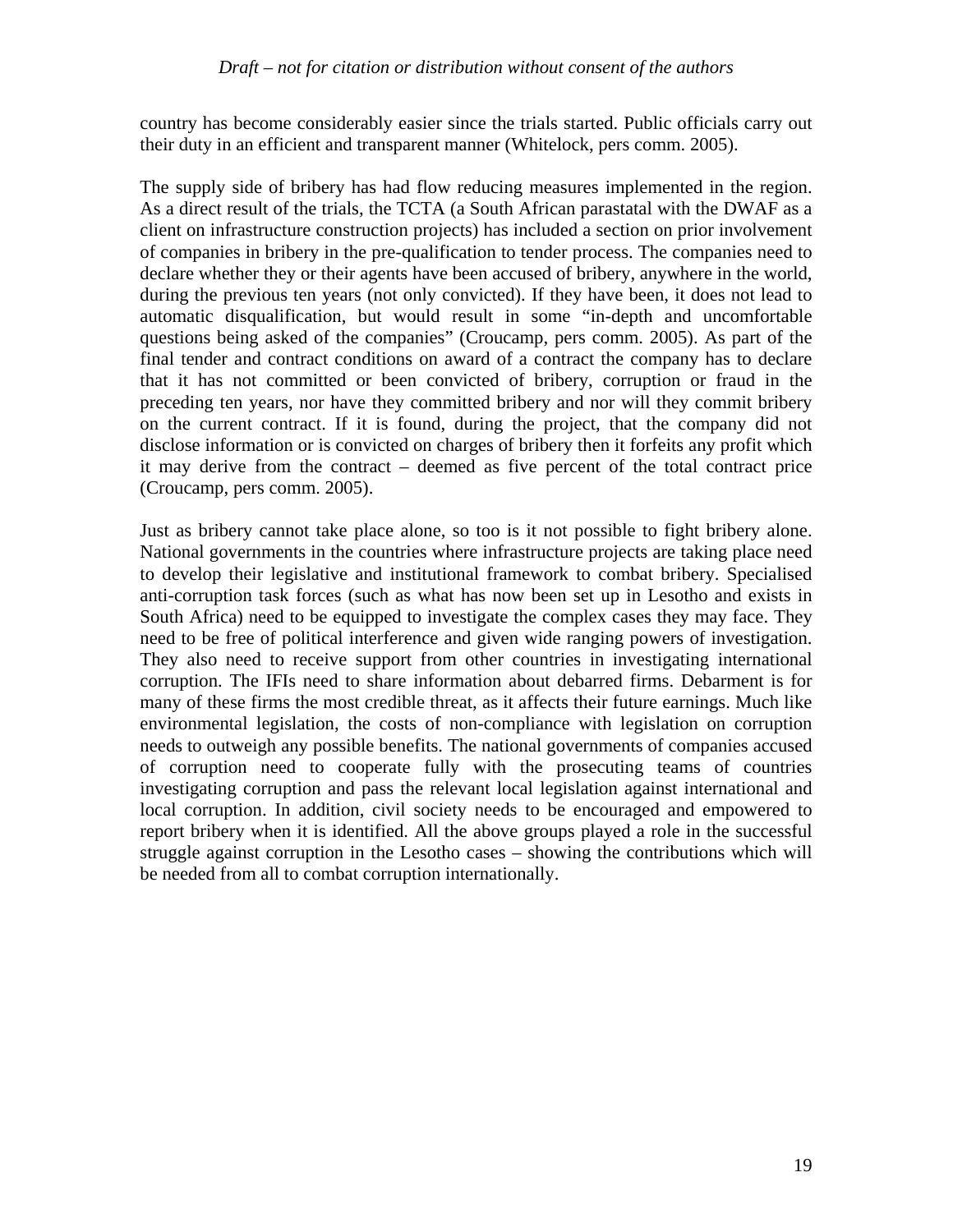country has become considerably easier since the trials started. Public officials carry out their duty in an efficient and transparent manner (Whitelock, pers comm. 2005).

The supply side of bribery has had flow reducing measures implemented in the region. As a direct result of the trials, the TCTA (a South African parastatal with the DWAF as a client on infrastructure construction projects) has included a section on prior involvement of companies in bribery in the pre-qualification to tender process. The companies need to declare whether they or their agents have been accused of bribery, anywhere in the world, during the previous ten years (not only convicted). If they have been, it does not lead to automatic disqualification, but would result in some "in-depth and uncomfortable questions being asked of the companies" (Croucamp, pers comm. 2005). As part of the final tender and contract conditions on award of a contract the company has to declare that it has not committed or been convicted of bribery, corruption or fraud in the preceding ten years, nor have they committed bribery and nor will they commit bribery on the current contract. If it is found, during the project, that the company did not disclose information or is convicted on charges of bribery then it forfeits any profit which it may derive from the contract – deemed as five percent of the total contract price (Croucamp, pers comm. 2005).

Just as bribery cannot take place alone, so too is it not possible to fight bribery alone. National governments in the countries where infrastructure projects are taking place need to develop their legislative and institutional framework to combat bribery. Specialised anti-corruption task forces (such as what has now been set up in Lesotho and exists in South Africa) need to be equipped to investigate the complex cases they may face. They need to be free of political interference and given wide ranging powers of investigation. They also need to receive support from other countries in investigating international corruption. The IFIs need to share information about debarred firms. Debarment is for many of these firms the most credible threat, as it affects their future earnings. Much like environmental legislation, the costs of non-compliance with legislation on corruption needs to outweigh any possible benefits. The national governments of companies accused of corruption need to cooperate fully with the prosecuting teams of countries investigating corruption and pass the relevant local legislation against international and local corruption. In addition, civil society needs to be encouraged and empowered to report bribery when it is identified. All the above groups played a role in the successful struggle against corruption in the Lesotho cases – showing the contributions which will be needed from all to combat corruption internationally.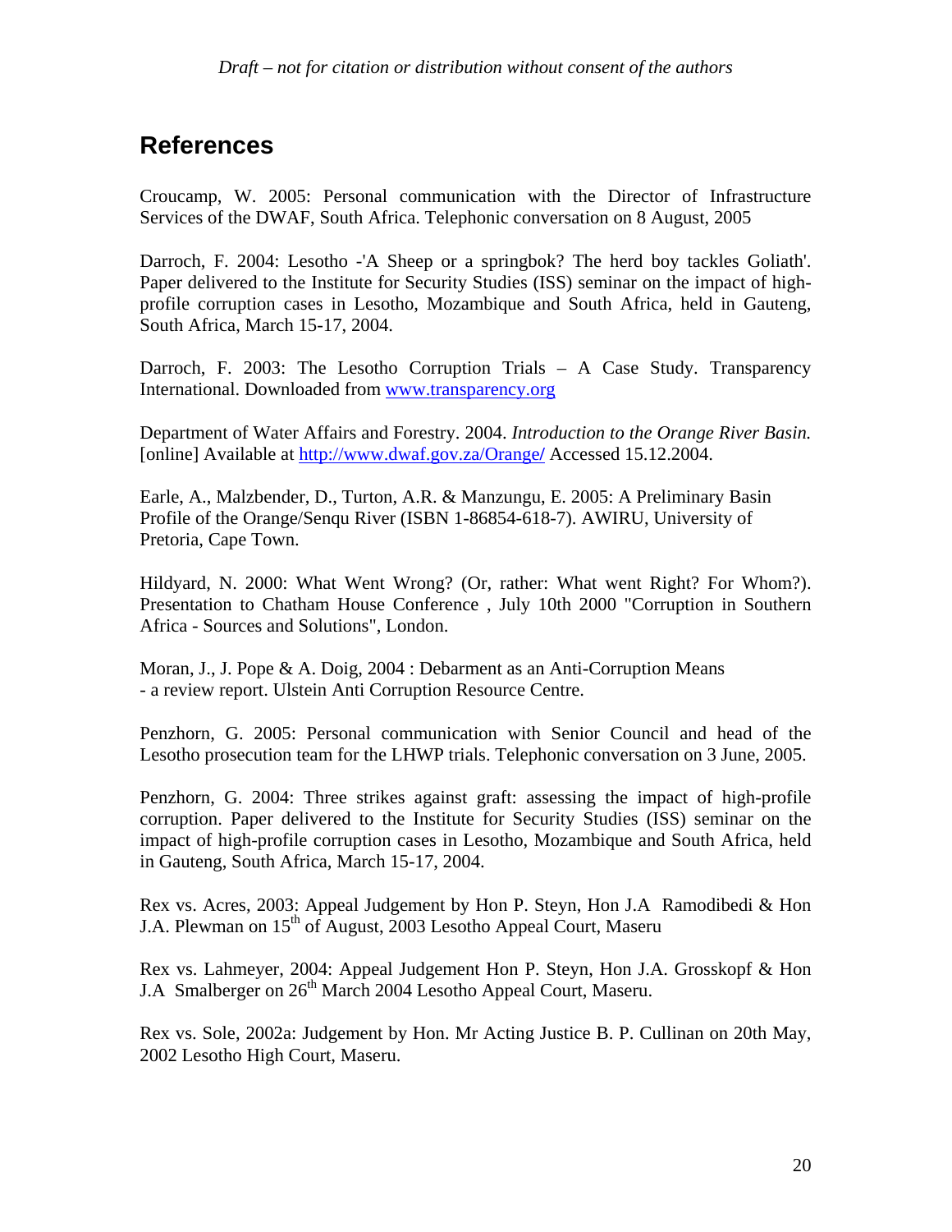## References

Croucamp, W. 2005: Personal communication with the Director of Infrastructure Services of the DWAF, South Africa. Telephonic conversation on 8 August, 2005

Darroch, F. 2004: Lesotho -'A Sheep or a springbok? The herd boy tackles Goliath'. Paper delivered to the Institute for Security Studies (ISS) seminar on the impact of high-profile corruption cases in Lesotho, Mozambique and South Africa, held in Gauteng, South Africa, March 15-17, 2004.

Darroch, F. 2003: The Lesotho Corruption Trials – A Case Study. Transparency International. Downloaded from www.transparency.org

Department of Water Affairs and Forestry. 2004. *Introduction to the Orange River Basin.* [online] Available at http://www.dwaf.gov.za/Orange/ Accessed 15.12.2004.

Earle, A., Malzbender, D., Turton, A.R. & Manzungu, E. 2005: A Preliminary Basin Profile of the Orange/Senqu River (ISBN 1-86854-618-7). AWIRU, University of Pretoria, Cape Town.

Hildyard, N. 2000: What Went Wrong? (Or, rather: What went Right? For Whom?). Presentation to Chatham House Conference , July 10th 2000 "Corruption in Southern Africa - Sources and Solutions", London.

Moran, J., J. Pope & A. Doig, 2004 : Debarment as an Anti-Corruption Means - a review report. Ulstein Anti Corruption Resource Centre.

Penzhorn, G. 2005: Personal communication with Senior Council and head of the Lesotho prosecution team for the LHWP trials. Telephonic conversation on 3 June, 2005.

Penzhorn, G. 2004: Three strikes against graft: assessing the impact of high-profile corruption. Paper delivered to the Institute for Security Studies (ISS) seminar on the impact of high-profile corruption cases in Lesotho, Mozambique and South Africa, held in Gauteng, South Africa, March 15-17, 2004.

Rex vs. Acres, 2003: Appeal Judgement by Hon P. Steyn, Hon J.A Ramodibedi & Hon J.A. Plewman on 15th of August, 2003 Lesotho Appeal Court, Maseru

Rex vs. Lahmeyer, 2004: Appeal Judgement Hon P. Steyn, Hon J.A. Grosskopf & Hon J.A Smalberger on 26th March 2004 Lesotho Appeal Court, Maseru.

Rex vs. Sole, 2002a: Judgement by Hon. Mr Acting Justice B. P. Cullinan on 20th May, 2002 Lesotho High Court, Maseru.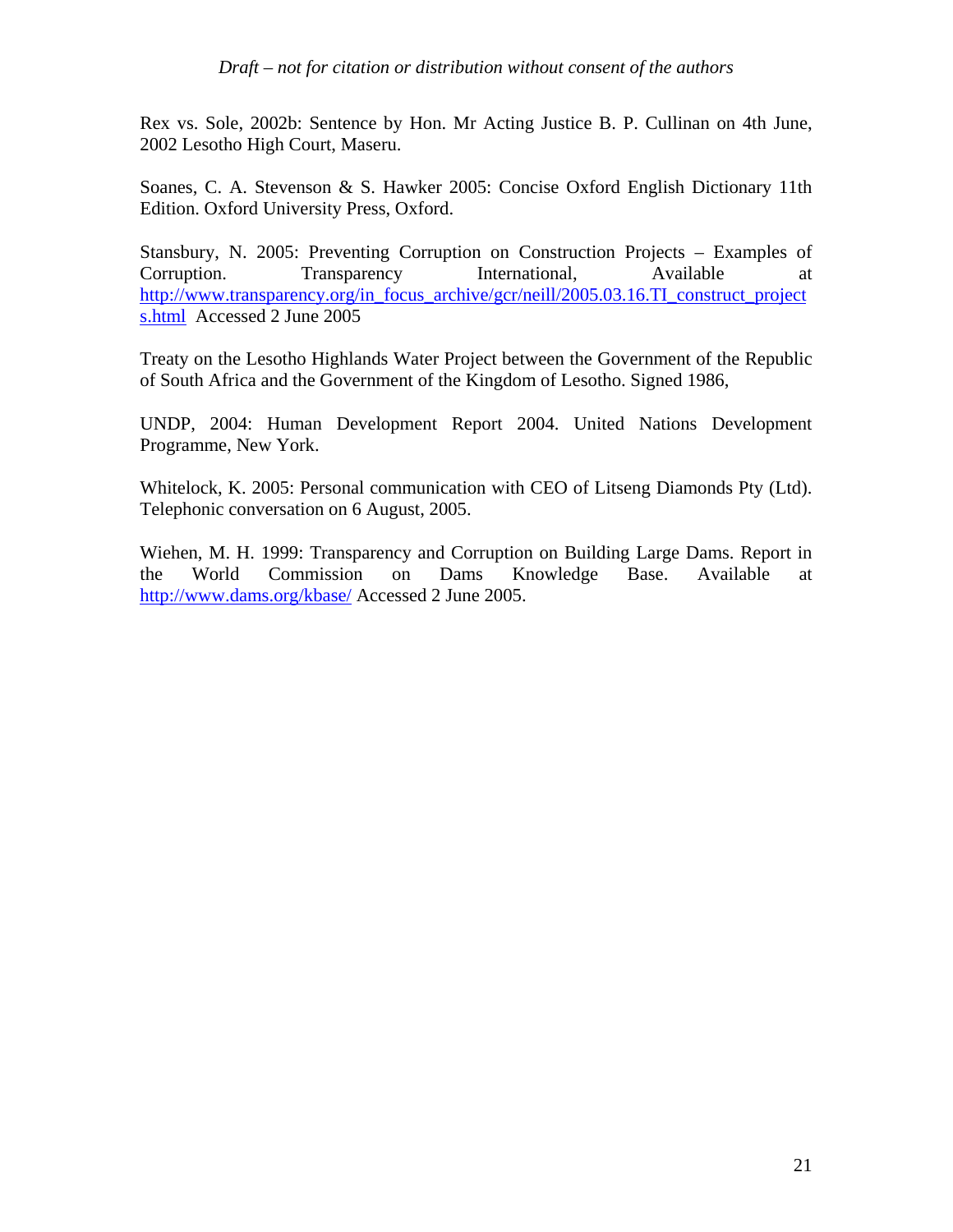Rex vs. Sole, 2002b: Sentence by Hon. Mr Acting Justice B. P. Cullinan on 4th June, 2002 Lesotho High Court, Maseru.

Soanes, C. A. Stevenson & S. Hawker 2005: Concise Oxford English Dictionary 11th Edition. Oxford University Press, Oxford.

Stansbury, N. 2005: Preventing Corruption on Construction Projects – Examples of Corruption. Transparency International, Available at http://www.transparency.org/in_focus_archive/gcr/neill/2005.03.16.TI_construct_projects.html Accessed 2 June 2005

Treaty on the Lesotho Highlands Water Project between the Government of the Republic of South Africa and the Government of the Kingdom of Lesotho. Signed 1986,

UNDP, 2004: Human Development Report 2004. United Nations Development Programme, New York.

Whitelock, K. 2005: Personal communication with CEO of Litseng Diamonds Pty (Ltd). Telephonic conversation on 6 August, 2005.

Wiehen, M. H. 1999: Transparency and Corruption on Building Large Dams. Report in the World Commission on Dams Knowledge Base. Available at http://www.dams.org/kbase/ Accessed 2 June 2005.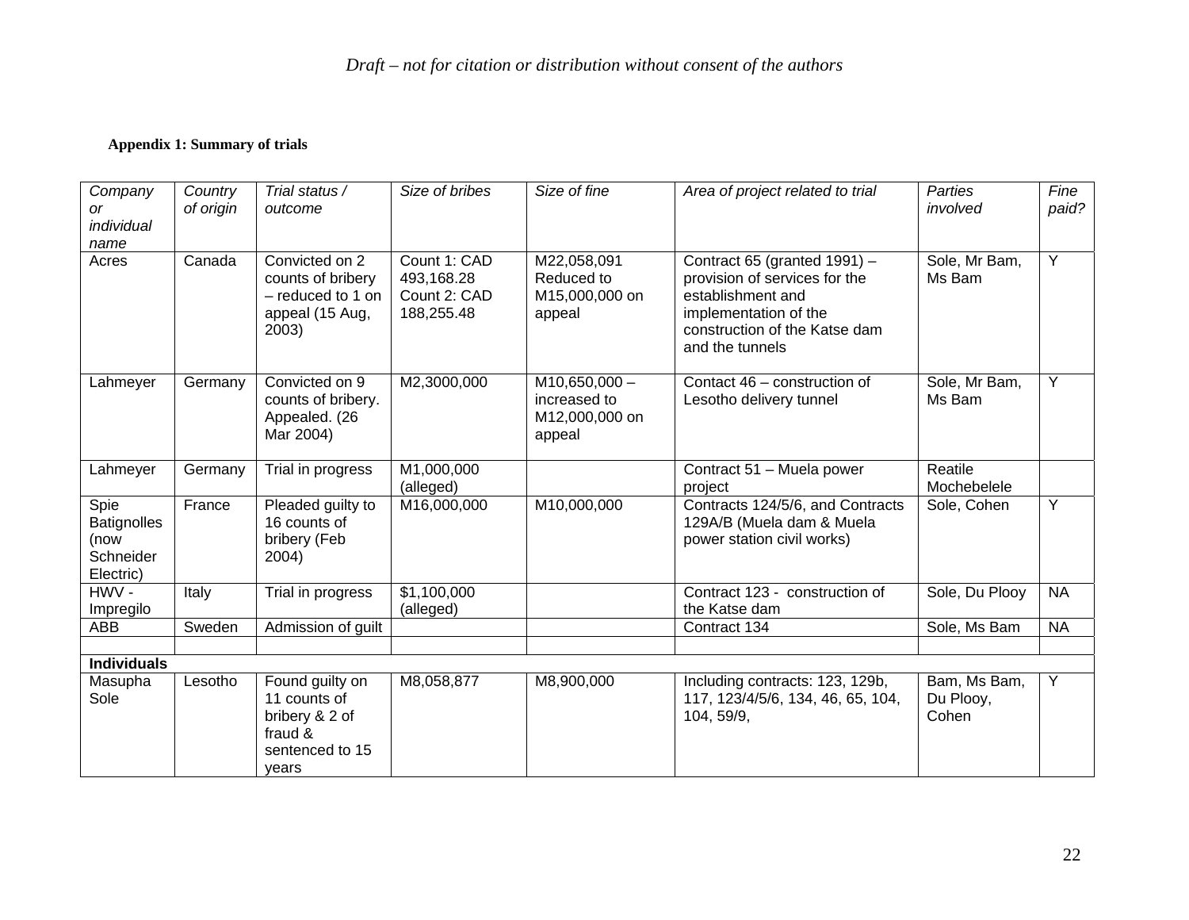*Draft – not for citation or distribution without consent of the authors*

**Appendix 1: Summary of trials**

| *Company or individual name* | *Country of origin* | *Trial status / outcome* | *Size of bribes* | *Size of fine* | *Area of project related to trial* | *Parties involved* | *Fine paid?* |
|---|---|---|---|---|---|---|---|
| Acres | Canada | Convicted on 2 counts of bribery – reduced to 1 on appeal (15 Aug, 2003) | Count 1: CAD 493,168.28 Count 2: CAD 188,255.48 | M22,058,091 Reduced to M15,000,000 on appeal | Contract 65 (granted 1991) – provision of services for the establishment and implementation of the construction of the Katse dam and the tunnels | Sole, Mr Bam, Ms Bam | Y |
| Lahmeyer | Germany | Convicted on 9 counts of bribery. Appealed. (26 Mar 2004) | M2,3000,000 | M10,650,000 – increased to M12,000,000 on appeal | Contact 46 – construction of Lesotho delivery tunnel | Sole, Mr Bam, Ms Bam | Y |
| Lahmeyer | Germany | Trial in progress | M1,000,000 (alleged) | | Contract 51 – Muela power project | Reatile Mochebelele | |
| Spie Batignolles (now Schneider Electric) | France | Pleaded guilty to 16 counts of bribery (Feb 2004) | M16,000,000 | M10,000,000 | Contracts 124/5/6, and Contracts 129A/B (Muela dam & Muela power station civil works) | Sole, Cohen | Y |
| HWV - Impregilo | Italy | Trial in progress | $1,100,000 (alleged) | | Contract 123 - construction of the Katse dam | Sole, Du Plooy | NA |
| ABB | Sweden | Admission of guilt | | | Contract 134 | Sole, Ms Bam | NA |
| | | | | | | | |
| **Individuals** | | | | | | | |
| Masupha Sole | Lesotho | Found guilty on 11 counts of bribery & 2 of fraud & sentenced to 15 years | M8,058,877 | M8,900,000 | Including contracts: 123, 129b, 117, 123/4/5/6, 134, 46, 65, 104, 104, 59/9, | Bam, Ms Bam, Du Plooy, Cohen | Y |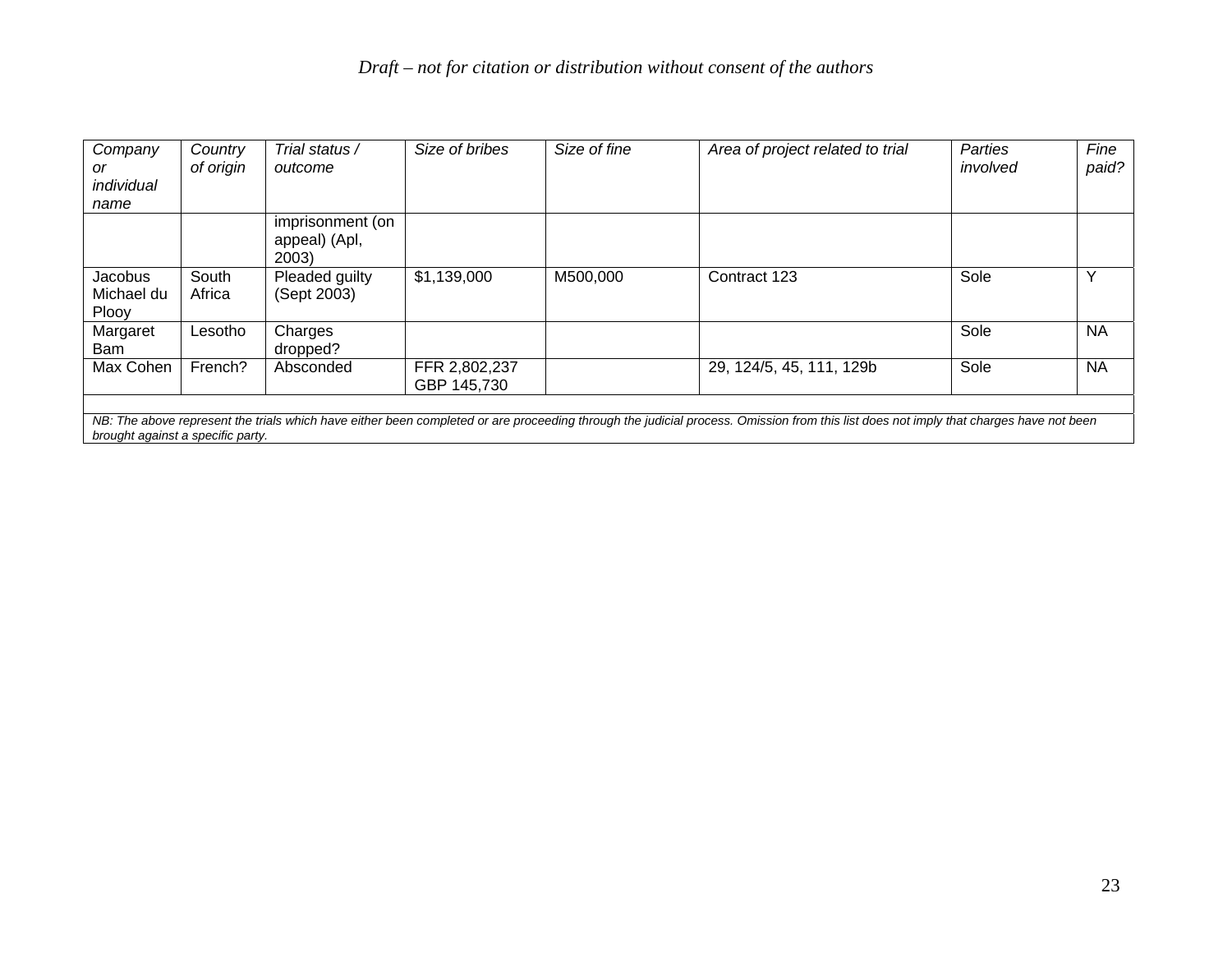| *Company or individual name* | *Country of origin* | *Trial status / outcome* | *Size of bribes* | *Size of fine* | *Area of project related to trial* | *Parties involved* | *Fine paid?* |
|---|---|---|---|---|---|---|---|
| | | imprisonment (on appeal) (Apl, 2003) | | | | | |
| Jacobus Michael du Plooy | South Africa | Pleaded guilty (Sept 2003) | $1,139,000 | M500,000 | Contract 123 | Sole | Y |
| Margaret Bam | Lesotho | Charges dropped? | | | | Sole | NA |
| Max Cohen | French? | Absconded | FFR 2,802,237 GBP 145,730 | | 29, 124/5, 45, 111, 129b | Sole | NA |
| | | | | | | | |
| *NB: The above represent the trials which have either been completed or are proceeding through the judicial process. Omission from this list does not imply that charges have not been brought against a specific party.* | | | | | | | |